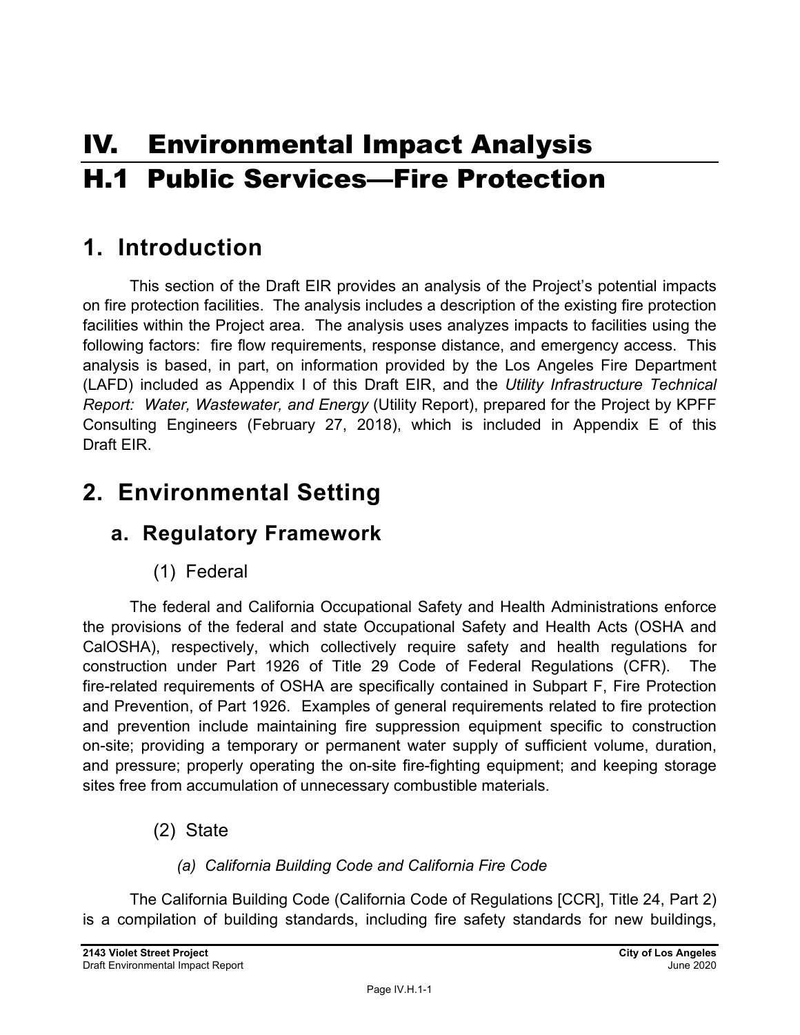# IV. Environmental Impact Analysis
# H.1 Public Services—Fire Protection

## 1. Introduction

This section of the Draft EIR provides an analysis of the Project's potential impacts on fire protection facilities. The analysis includes a description of the existing fire protection facilities within the Project area. The analysis uses analyzes impacts to facilities using the following factors: fire flow requirements, response distance, and emergency access. This analysis is based, in part, on information provided by the Los Angeles Fire Department (LAFD) included as Appendix I of this Draft EIR, and the *Utility Infrastructure Technical Report: Water, Wastewater, and Energy* (Utility Report), prepared for the Project by KPFF Consulting Engineers (February 27, 2018), which is included in Appendix E of this Draft EIR.

## 2. Environmental Setting

### a. Regulatory Framework

#### (1) Federal

The federal and California Occupational Safety and Health Administrations enforce the provisions of the federal and state Occupational Safety and Health Acts (OSHA and CalOSHA), respectively, which collectively require safety and health regulations for construction under Part 1926 of Title 29 Code of Federal Regulations (CFR). The fire-related requirements of OSHA are specifically contained in Subpart F, Fire Protection and Prevention, of Part 1926. Examples of general requirements related to fire protection and prevention include maintaining fire suppression equipment specific to construction on-site; providing a temporary or permanent water supply of sufficient volume, duration, and pressure; properly operating the on-site fire-fighting equipment; and keeping storage sites free from accumulation of unnecessary combustible materials.

#### (2) State

##### *(a) California Building Code and California Fire Code*

The California Building Code (California Code of Regulations [CCR], Title 24, Part 2) is a compilation of building standards, including fire safety standards for new buildings,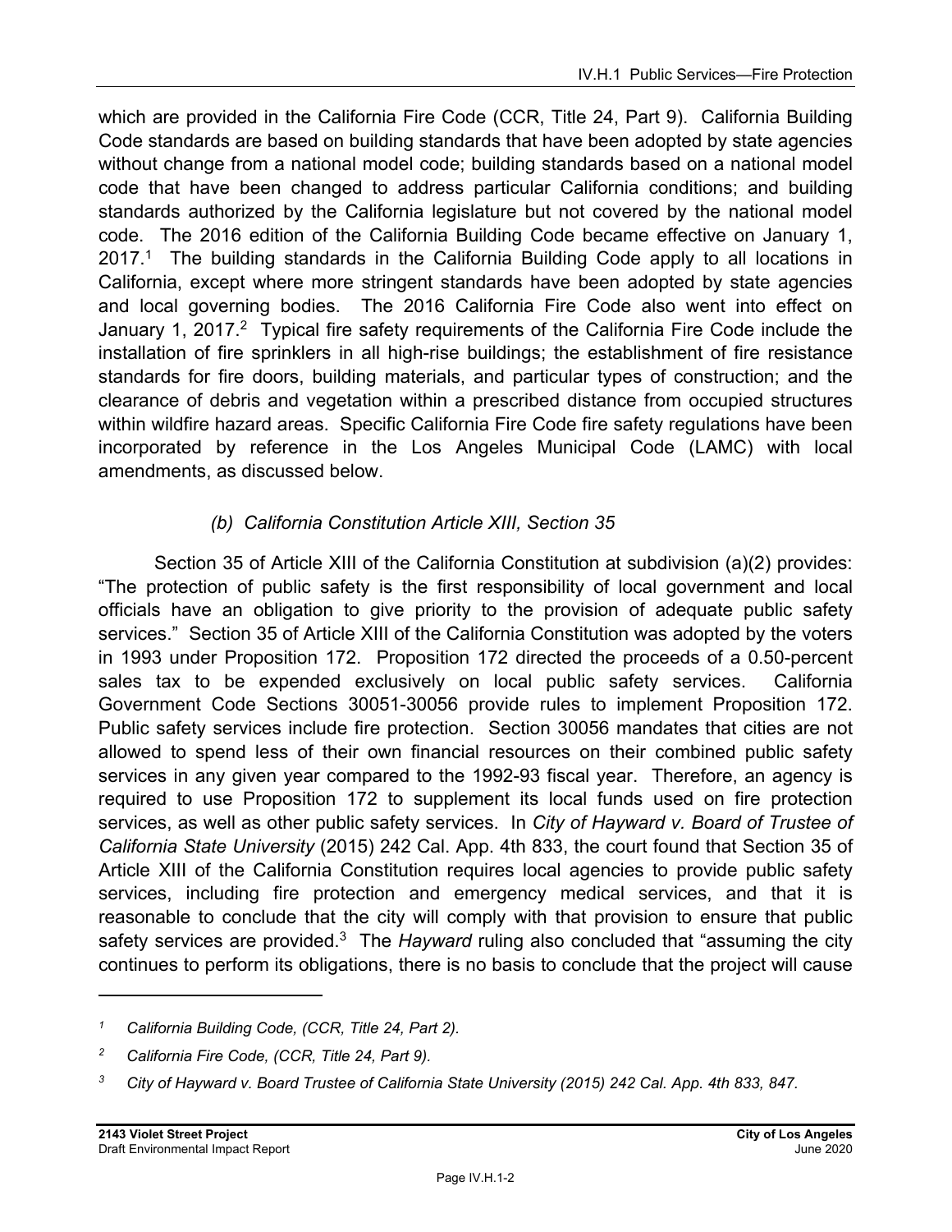which are provided in the California Fire Code (CCR, Title 24, Part 9). California Building Code standards are based on building standards that have been adopted by state agencies without change from a national model code; building standards based on a national model code that have been changed to address particular California conditions; and building standards authorized by the California legislature but not covered by the national model code. The 2016 edition of the California Building Code became effective on January 1, 2017.[1] The building standards in the California Building Code apply to all locations in California, except where more stringent standards have been adopted by state agencies and local governing bodies. The 2016 California Fire Code also went into effect on January 1, 2017.[2] Typical fire safety requirements of the California Fire Code include the installation of fire sprinklers in all high-rise buildings; the establishment of fire resistance standards for fire doors, building materials, and particular types of construction; and the clearance of debris and vegetation within a prescribed distance from occupied structures within wildfire hazard areas. Specific California Fire Code fire safety regulations have been incorporated by reference in the Los Angeles Municipal Code (LAMC) with local amendments, as discussed below.

*(b) California Constitution Article XIII, Section 35*

Section 35 of Article XIII of the California Constitution at subdivision (a)(2) provides: "The protection of public safety is the first responsibility of local government and local officials have an obligation to give priority to the provision of adequate public safety services." Section 35 of Article XIII of the California Constitution was adopted by the voters in 1993 under Proposition 172. Proposition 172 directed the proceeds of a 0.50-percent sales tax to be expended exclusively on local public safety services. California Government Code Sections 30051-30056 provide rules to implement Proposition 172. Public safety services include fire protection. Section 30056 mandates that cities are not allowed to spend less of their own financial resources on their combined public safety services in any given year compared to the 1992-93 fiscal year. Therefore, an agency is required to use Proposition 172 to supplement its local funds used on fire protection services, as well as other public safety services. In *City of Hayward v. Board of Trustee of California State University* (2015) 242 Cal. App. 4th 833, the court found that Section 35 of Article XIII of the California Constitution requires local agencies to provide public safety services, including fire protection and emergency medical services, and that it is reasonable to conclude that the city will comply with that provision to ensure that public safety services are provided.[3] The *Hayward* ruling also concluded that "assuming the city continues to perform its obligations, there is no basis to conclude that the project will cause

---

[1] *California Building Code, (CCR, Title 24, Part 2).*

[2] *California Fire Code, (CCR, Title 24, Part 9).*

[3] *City of Hayward v. Board Trustee of California State University (2015) 242 Cal. App. 4th 833, 847.*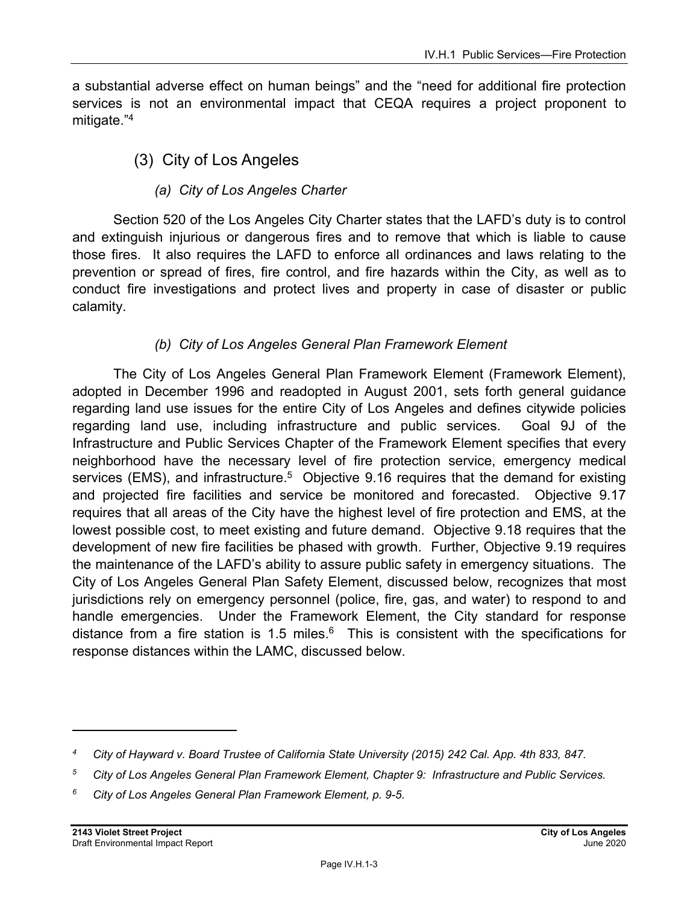a substantial adverse effect on human beings" and the "need for additional fire protection services is not an environmental impact that CEQA requires a project proponent to mitigate."[4]

### (3) City of Los Angeles

#### *(a) City of Los Angeles Charter*

Section 520 of the Los Angeles City Charter states that the LAFD's duty is to control and extinguish injurious or dangerous fires and to remove that which is liable to cause those fires. It also requires the LAFD to enforce all ordinances and laws relating to the prevention or spread of fires, fire control, and fire hazards within the City, as well as to conduct fire investigations and protect lives and property in case of disaster or public calamity.

#### *(b) City of Los Angeles General Plan Framework Element*

The City of Los Angeles General Plan Framework Element (Framework Element), adopted in December 1996 and readopted in August 2001, sets forth general guidance regarding land use issues for the entire City of Los Angeles and defines citywide policies regarding land use, including infrastructure and public services. Goal 9J of the Infrastructure and Public Services Chapter of the Framework Element specifies that every neighborhood have the necessary level of fire protection service, emergency medical services (EMS), and infrastructure.[5] Objective 9.16 requires that the demand for existing and projected fire facilities and service be monitored and forecasted. Objective 9.17 requires that all areas of the City have the highest level of fire protection and EMS, at the lowest possible cost, to meet existing and future demand. Objective 9.18 requires that the development of new fire facilities be phased with growth. Further, Objective 9.19 requires the maintenance of the LAFD's ability to assure public safety in emergency situations. The City of Los Angeles General Plan Safety Element, discussed below, recognizes that most jurisdictions rely on emergency personnel (police, fire, gas, and water) to respond to and handle emergencies. Under the Framework Element, the City standard for response distance from a fire station is 1.5 miles.[6] This is consistent with the specifications for response distances within the LAMC, discussed below.

---

[4] *City of Hayward v. Board Trustee of California State University (2015) 242 Cal. App. 4th 833, 847.*

[5] *City of Los Angeles General Plan Framework Element, Chapter 9: Infrastructure and Public Services.*

[6] *City of Los Angeles General Plan Framework Element, p. 9-5.*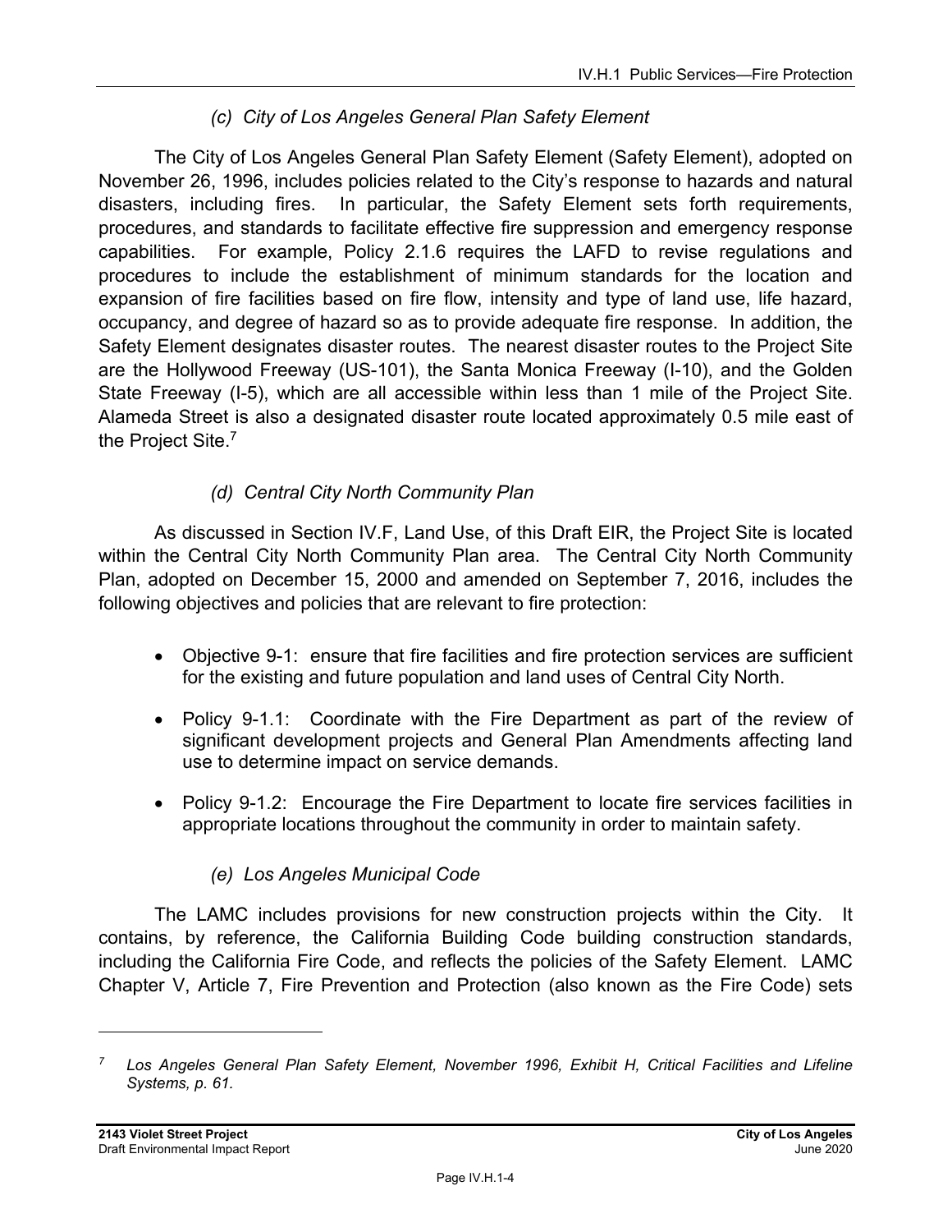*(c) City of Los Angeles General Plan Safety Element*

The City of Los Angeles General Plan Safety Element (Safety Element), adopted on November 26, 1996, includes policies related to the City's response to hazards and natural disasters, including fires. In particular, the Safety Element sets forth requirements, procedures, and standards to facilitate effective fire suppression and emergency response capabilities. For example, Policy 2.1.6 requires the LAFD to revise regulations and procedures to include the establishment of minimum standards for the location and expansion of fire facilities based on fire flow, intensity and type of land use, life hazard, occupancy, and degree of hazard so as to provide adequate fire response. In addition, the Safety Element designates disaster routes. The nearest disaster routes to the Project Site are the Hollywood Freeway (US-101), the Santa Monica Freeway (I-10), and the Golden State Freeway (I-5), which are all accessible within less than 1 mile of the Project Site. Alameda Street is also a designated disaster route located approximately 0.5 mile east of the Project Site.[7]

*(d) Central City North Community Plan*

As discussed in Section IV.F, Land Use, of this Draft EIR, the Project Site is located within the Central City North Community Plan area. The Central City North Community Plan, adopted on December 15, 2000 and amended on September 7, 2016, includes the following objectives and policies that are relevant to fire protection:

- Objective 9-1: ensure that fire facilities and fire protection services are sufficient for the existing and future population and land uses of Central City North.
- Policy 9-1.1: Coordinate with the Fire Department as part of the review of significant development projects and General Plan Amendments affecting land use to determine impact on service demands.
- Policy 9-1.2: Encourage the Fire Department to locate fire services facilities in appropriate locations throughout the community in order to maintain safety.

*(e) Los Angeles Municipal Code*

The LAMC includes provisions for new construction projects within the City. It contains, by reference, the California Building Code building construction standards, including the California Fire Code, and reflects the policies of the Safety Element. LAMC Chapter V, Article 7, Fire Prevention and Protection (also known as the Fire Code) sets

---

[7] *Los Angeles General Plan Safety Element, November 1996, Exhibit H, Critical Facilities and Lifeline Systems, p. 61.*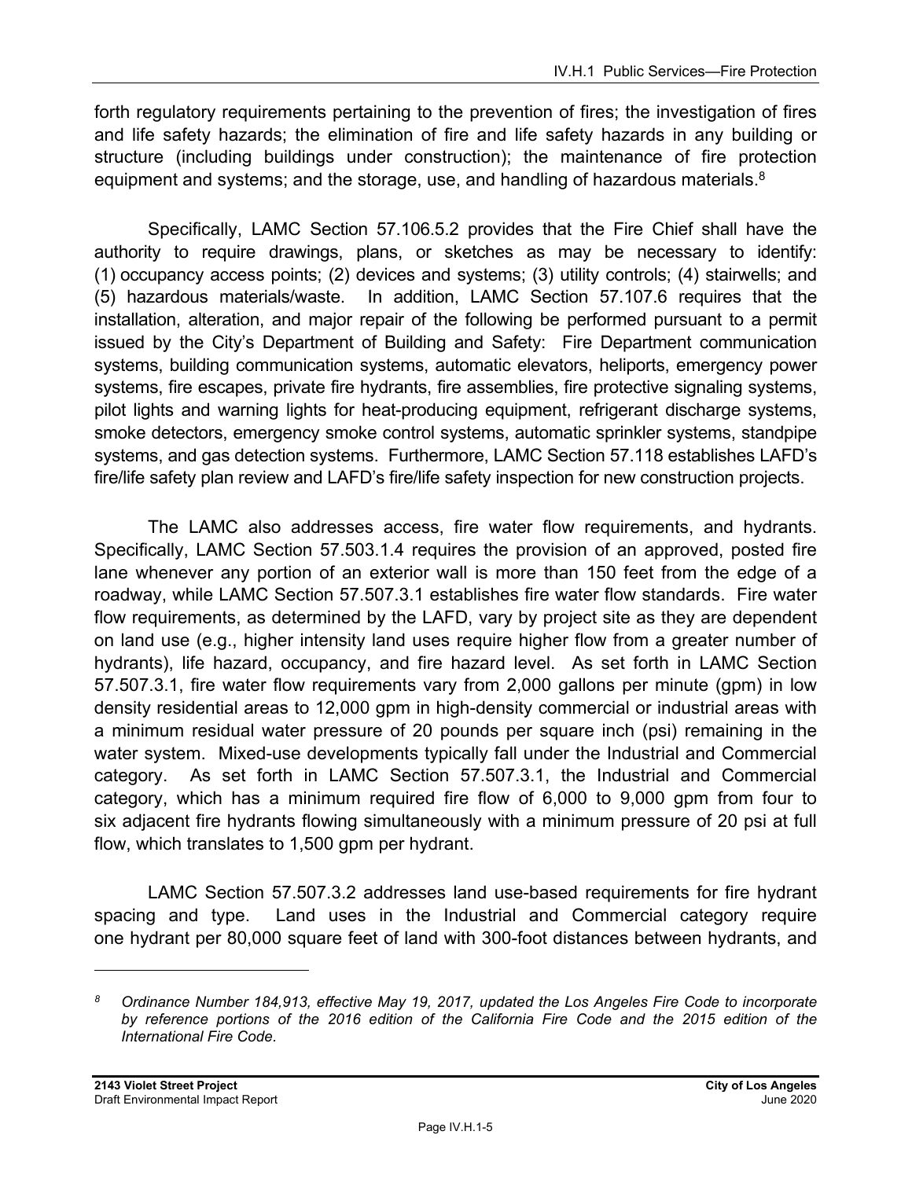forth regulatory requirements pertaining to the prevention of fires; the investigation of fires and life safety hazards; the elimination of fire and life safety hazards in any building or structure (including buildings under construction); the maintenance of fire protection equipment and systems; and the storage, use, and handling of hazardous materials.[8]

Specifically, LAMC Section 57.106.5.2 provides that the Fire Chief shall have the authority to require drawings, plans, or sketches as may be necessary to identify: (1) occupancy access points; (2) devices and systems; (3) utility controls; (4) stairwells; and (5) hazardous materials/waste. In addition, LAMC Section 57.107.6 requires that the installation, alteration, and major repair of the following be performed pursuant to a permit issued by the City's Department of Building and Safety: Fire Department communication systems, building communication systems, automatic elevators, heliports, emergency power systems, fire escapes, private fire hydrants, fire assemblies, fire protective signaling systems, pilot lights and warning lights for heat-producing equipment, refrigerant discharge systems, smoke detectors, emergency smoke control systems, automatic sprinkler systems, standpipe systems, and gas detection systems. Furthermore, LAMC Section 57.118 establishes LAFD's fire/life safety plan review and LAFD's fire/life safety inspection for new construction projects.

The LAMC also addresses access, fire water flow requirements, and hydrants. Specifically, LAMC Section 57.503.1.4 requires the provision of an approved, posted fire lane whenever any portion of an exterior wall is more than 150 feet from the edge of a roadway, while LAMC Section 57.507.3.1 establishes fire water flow standards. Fire water flow requirements, as determined by the LAFD, vary by project site as they are dependent on land use (e.g., higher intensity land uses require higher flow from a greater number of hydrants), life hazard, occupancy, and fire hazard level. As set forth in LAMC Section 57.507.3.1, fire water flow requirements vary from 2,000 gallons per minute (gpm) in low density residential areas to 12,000 gpm in high-density commercial or industrial areas with a minimum residual water pressure of 20 pounds per square inch (psi) remaining in the water system. Mixed-use developments typically fall under the Industrial and Commercial category. As set forth in LAMC Section 57.507.3.1, the Industrial and Commercial category, which has a minimum required fire flow of 6,000 to 9,000 gpm from four to six adjacent fire hydrants flowing simultaneously with a minimum pressure of 20 psi at full flow, which translates to 1,500 gpm per hydrant.

LAMC Section 57.507.3.2 addresses land use-based requirements for fire hydrant spacing and type. Land uses in the Industrial and Commercial category require one hydrant per 80,000 square feet of land with 300-foot distances between hydrants, and

---

[8] *Ordinance Number 184,913, effective May 19, 2017, updated the Los Angeles Fire Code to incorporate by reference portions of the 2016 edition of the California Fire Code and the 2015 edition of the International Fire Code.*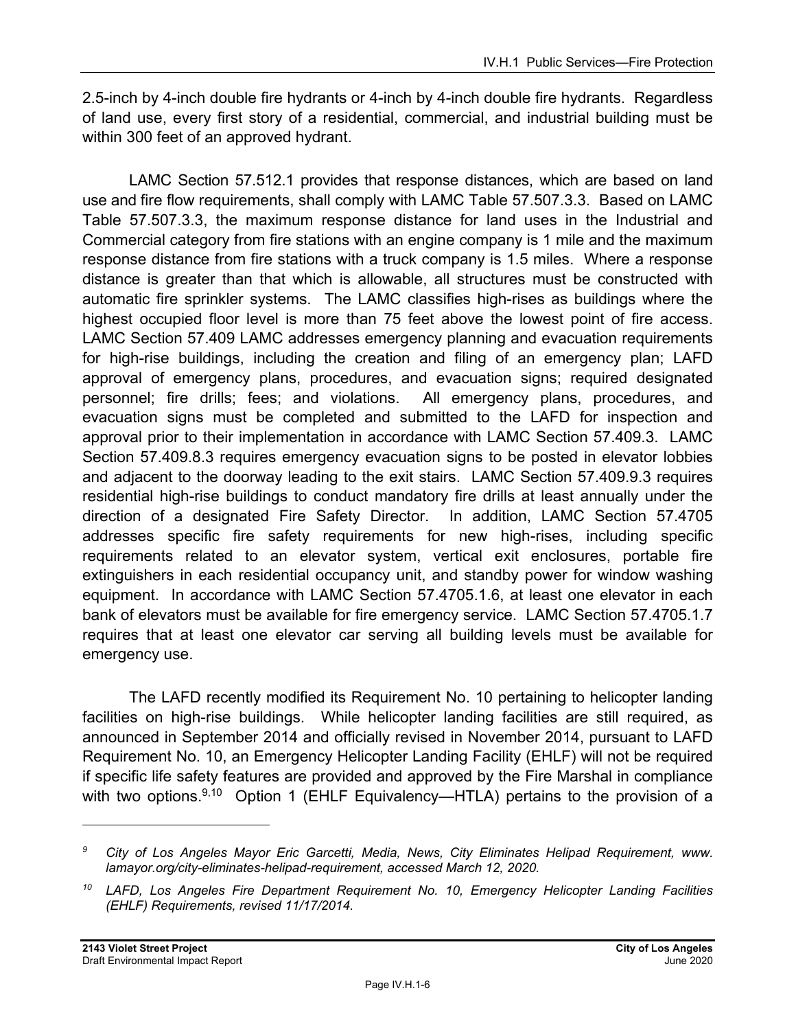2.5-inch by 4-inch double fire hydrants or 4-inch by 4-inch double fire hydrants. Regardless of land use, every first story of a residential, commercial, and industrial building must be within 300 feet of an approved hydrant.

LAMC Section 57.512.1 provides that response distances, which are based on land use and fire flow requirements, shall comply with LAMC Table 57.507.3.3. Based on LAMC Table 57.507.3.3, the maximum response distance for land uses in the Industrial and Commercial category from fire stations with an engine company is 1 mile and the maximum response distance from fire stations with a truck company is 1.5 miles. Where a response distance is greater than that which is allowable, all structures must be constructed with automatic fire sprinkler systems. The LAMC classifies high-rises as buildings where the highest occupied floor level is more than 75 feet above the lowest point of fire access. LAMC Section 57.409 LAMC addresses emergency planning and evacuation requirements for high-rise buildings, including the creation and filing of an emergency plan; LAFD approval of emergency plans, procedures, and evacuation signs; required designated personnel; fire drills; fees; and violations. All emergency plans, procedures, and evacuation signs must be completed and submitted to the LAFD for inspection and approval prior to their implementation in accordance with LAMC Section 57.409.3. LAMC Section 57.409.8.3 requires emergency evacuation signs to be posted in elevator lobbies and adjacent to the doorway leading to the exit stairs. LAMC Section 57.409.9.3 requires residential high-rise buildings to conduct mandatory fire drills at least annually under the direction of a designated Fire Safety Director. In addition, LAMC Section 57.4705 addresses specific fire safety requirements for new high-rises, including specific requirements related to an elevator system, vertical exit enclosures, portable fire extinguishers in each residential occupancy unit, and standby power for window washing equipment. In accordance with LAMC Section 57.4705.1.6, at least one elevator in each bank of elevators must be available for fire emergency service. LAMC Section 57.4705.1.7 requires that at least one elevator car serving all building levels must be available for emergency use.

The LAFD recently modified its Requirement No. 10 pertaining to helicopter landing facilities on high-rise buildings. While helicopter landing facilities are still required, as announced in September 2014 and officially revised in November 2014, pursuant to LAFD Requirement No. 10, an Emergency Helicopter Landing Facility (EHLF) will not be required if specific life safety features are provided and approved by the Fire Marshal in compliance with two options.[9,10] Option 1 (EHLF Equivalency—HTLA) pertains to the provision of a

---

[9] *City of Los Angeles Mayor Eric Garcetti, Media, News, City Eliminates Helipad Requirement, www.lamayor.org/city-eliminates-helipad-requirement, accessed March 12, 2020.*

[10] *LAFD, Los Angeles Fire Department Requirement No. 10, Emergency Helicopter Landing Facilities (EHLF) Requirements, revised 11/17/2014.*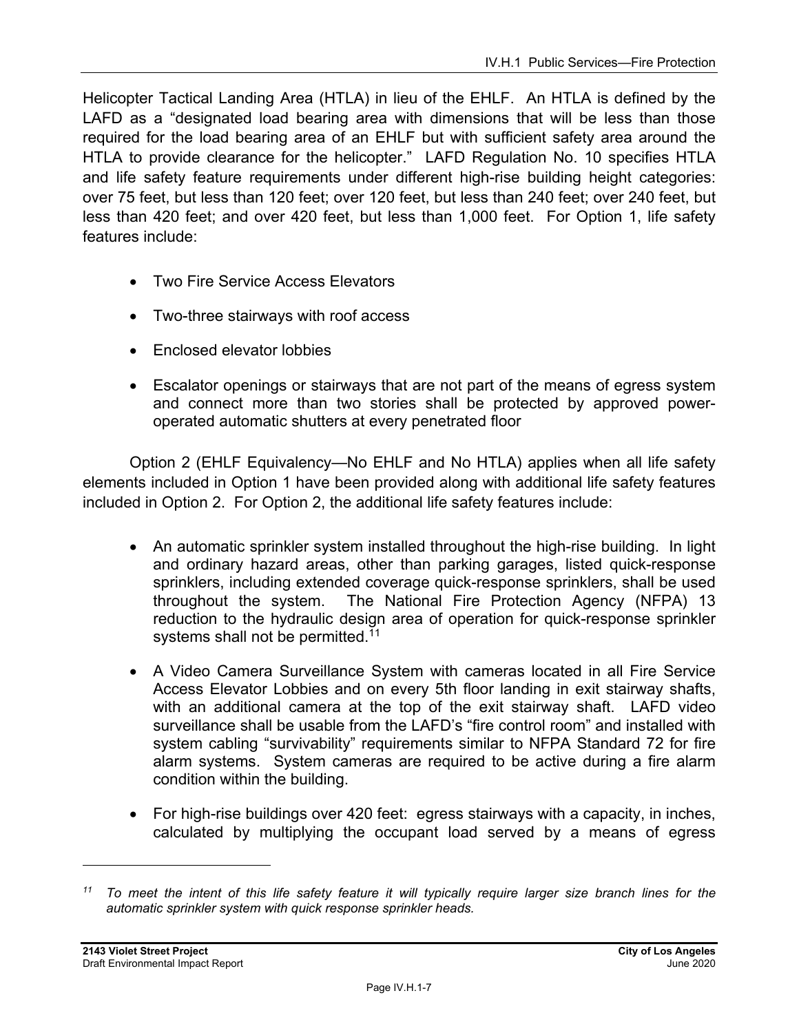Helicopter Tactical Landing Area (HTLA) in lieu of the EHLF. An HTLA is defined by the LAFD as a "designated load bearing area with dimensions that will be less than those required for the load bearing area of an EHLF but with sufficient safety area around the HTLA to provide clearance for the helicopter." LAFD Regulation No. 10 specifies HTLA and life safety feature requirements under different high-rise building height categories: over 75 feet, but less than 120 feet; over 120 feet, but less than 240 feet; over 240 feet, but less than 420 feet; and over 420 feet, but less than 1,000 feet. For Option 1, life safety features include:

- Two Fire Service Access Elevators
- Two-three stairways with roof access
- Enclosed elevator lobbies
- Escalator openings or stairways that are not part of the means of egress system and connect more than two stories shall be protected by approved power-operated automatic shutters at every penetrated floor

Option 2 (EHLF Equivalency—No EHLF and No HTLA) applies when all life safety elements included in Option 1 have been provided along with additional life safety features included in Option 2. For Option 2, the additional life safety features include:

- An automatic sprinkler system installed throughout the high-rise building. In light and ordinary hazard areas, other than parking garages, listed quick-response sprinklers, including extended coverage quick-response sprinklers, shall be used throughout the system. The National Fire Protection Agency (NFPA) 13 reduction to the hydraulic design area of operation for quick-response sprinkler systems shall not be permitted.[11]
- A Video Camera Surveillance System with cameras located in all Fire Service Access Elevator Lobbies and on every 5th floor landing in exit stairway shafts, with an additional camera at the top of the exit stairway shaft. LAFD video surveillance shall be usable from the LAFD's "fire control room" and installed with system cabling "survivability" requirements similar to NFPA Standard 72 for fire alarm systems. System cameras are required to be active during a fire alarm condition within the building.
- For high-rise buildings over 420 feet: egress stairways with a capacity, in inches, calculated by multiplying the occupant load served by a means of egress

---

[11] *To meet the intent of this life safety feature it will typically require larger size branch lines for the automatic sprinkler system with quick response sprinkler heads.*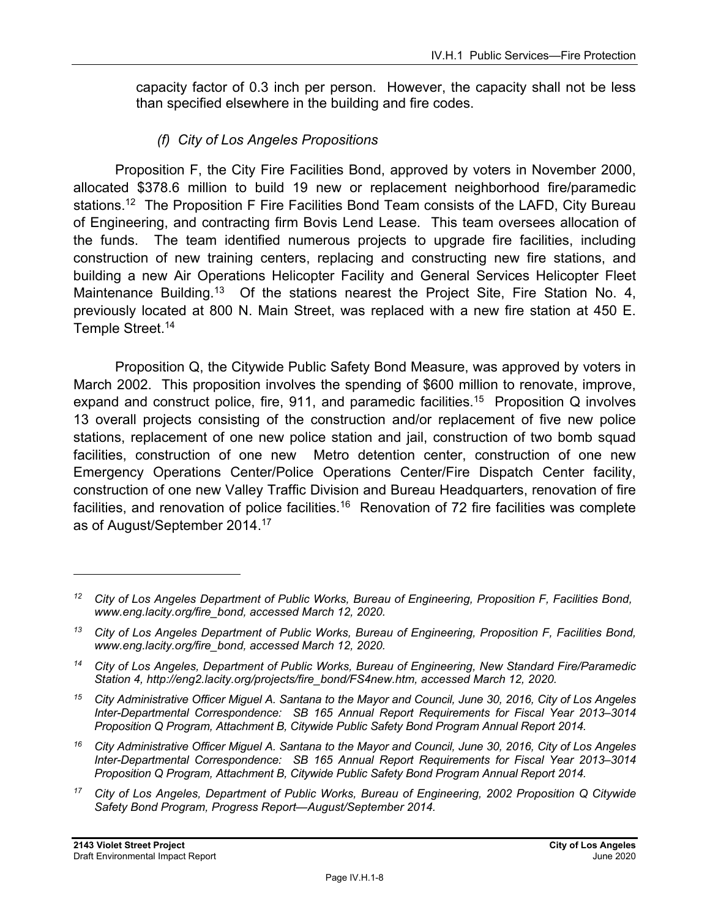capacity factor of 0.3 inch per person. However, the capacity shall not be less than specified elsewhere in the building and fire codes.

*(f) City of Los Angeles Propositions*

Proposition F, the City Fire Facilities Bond, approved by voters in November 2000, allocated $378.6 million to build 19 new or replacement neighborhood fire/paramedic stations.[12] The Proposition F Fire Facilities Bond Team consists of the LAFD, City Bureau of Engineering, and contracting firm Bovis Lend Lease. This team oversees allocation of the funds. The team identified numerous projects to upgrade fire facilities, including construction of new training centers, replacing and constructing new fire stations, and building a new Air Operations Helicopter Facility and General Services Helicopter Fleet Maintenance Building.[13] Of the stations nearest the Project Site, Fire Station No. 4, previously located at 800 N. Main Street, was replaced with a new fire station at 450 E. Temple Street.[14]

Proposition Q, the Citywide Public Safety Bond Measure, was approved by voters in March 2002. This proposition involves the spending of $600 million to renovate, improve, expand and construct police, fire, 911, and paramedic facilities.[15] Proposition Q involves 13 overall projects consisting of the construction and/or replacement of five new police stations, replacement of one new police station and jail, construction of two bomb squad facilities, construction of one new Metro detention center, construction of one new Emergency Operations Center/Police Operations Center/Fire Dispatch Center facility, construction of one new Valley Traffic Division and Bureau Headquarters, renovation of fire facilities, and renovation of police facilities.[16] Renovation of 72 fire facilities was complete as of August/September 2014.[17]

---

*[12] City of Los Angeles Department of Public Works, Bureau of Engineering, Proposition F, Facilities Bond, www.eng.lacity.org/fire_bond, accessed March 12, 2020.*

*[13] City of Los Angeles Department of Public Works, Bureau of Engineering, Proposition F, Facilities Bond, www.eng.lacity.org/fire_bond, accessed March 12, 2020.*

*[14] City of Los Angeles, Department of Public Works, Bureau of Engineering, New Standard Fire/Paramedic Station 4, http://eng2.lacity.org/projects/fire_bond/FS4new.htm, accessed March 12, 2020.*

*[15] City Administrative Officer Miguel A. Santana to the Mayor and Council, June 30, 2016, City of Los Angeles Inter-Departmental Correspondence: SB 165 Annual Report Requirements for Fiscal Year 2013–3014 Proposition Q Program, Attachment B, Citywide Public Safety Bond Program Annual Report 2014.*

*[16] City Administrative Officer Miguel A. Santana to the Mayor and Council, June 30, 2016, City of Los Angeles Inter-Departmental Correspondence: SB 165 Annual Report Requirements for Fiscal Year 2013–3014 Proposition Q Program, Attachment B, Citywide Public Safety Bond Program Annual Report 2014.*

*[17] City of Los Angeles, Department of Public Works, Bureau of Engineering, 2002 Proposition Q Citywide Safety Bond Program, Progress Report—August/September 2014.*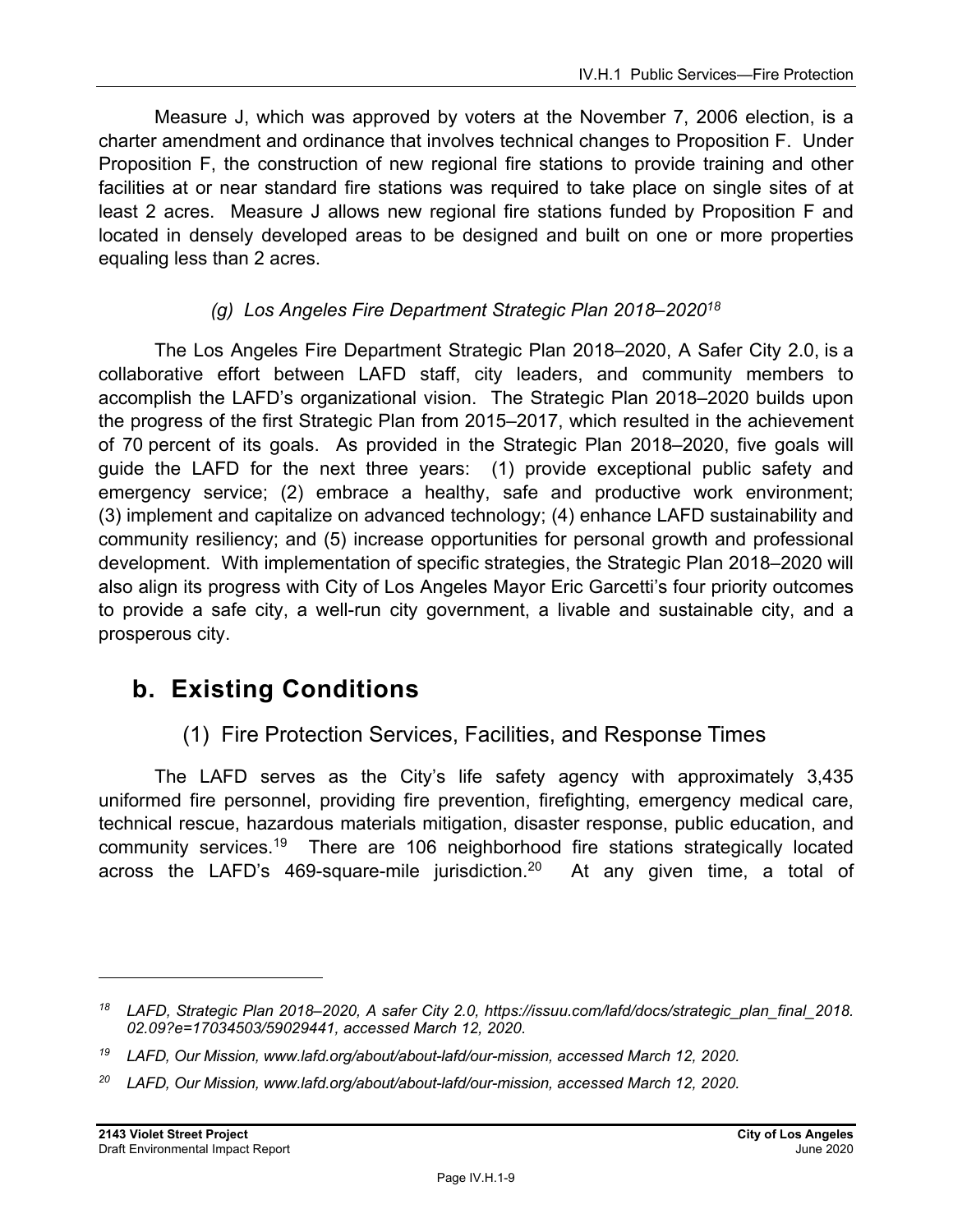Measure J, which was approved by voters at the November 7, 2006 election, is a charter amendment and ordinance that involves technical changes to Proposition F. Under Proposition F, the construction of new regional fire stations to provide training and other facilities at or near standard fire stations was required to take place on single sites of at least 2 acres. Measure J allows new regional fire stations funded by Proposition F and located in densely developed areas to be designed and built on one or more properties equaling less than 2 acres.

*(g) Los Angeles Fire Department Strategic Plan 2018–2020*[18]

The Los Angeles Fire Department Strategic Plan 2018–2020, A Safer City 2.0, is a collaborative effort between LAFD staff, city leaders, and community members to accomplish the LAFD's organizational vision. The Strategic Plan 2018–2020 builds upon the progress of the first Strategic Plan from 2015–2017, which resulted in the achievement of 70 percent of its goals. As provided in the Strategic Plan 2018–2020, five goals will guide the LAFD for the next three years: (1) provide exceptional public safety and emergency service; (2) embrace a healthy, safe and productive work environment; (3) implement and capitalize on advanced technology; (4) enhance LAFD sustainability and community resiliency; and (5) increase opportunities for personal growth and professional development. With implementation of specific strategies, the Strategic Plan 2018–2020 will also align its progress with City of Los Angeles Mayor Eric Garcetti's four priority outcomes to provide a safe city, a well-run city government, a livable and sustainable city, and a prosperous city.

## b. Existing Conditions

### (1) Fire Protection Services, Facilities, and Response Times

The LAFD serves as the City's life safety agency with approximately 3,435 uniformed fire personnel, providing fire prevention, firefighting, emergency medical care, technical rescue, hazardous materials mitigation, disaster response, public education, and community services.[19] There are 106 neighborhood fire stations strategically located across the LAFD's 469-square-mile jurisdiction.[20] At any given time, a total of

---

*[18] LAFD, Strategic Plan 2018–2020, A safer City 2.0, https://issuu.com/lafd/docs/strategic_plan_final_2018.02.09?e=17034503/59029441, accessed March 12, 2020.*

*[19] LAFD, Our Mission, www.lafd.org/about/about-lafd/our-mission, accessed March 12, 2020.*

*[20] LAFD, Our Mission, www.lafd.org/about/about-lafd/our-mission, accessed March 12, 2020.*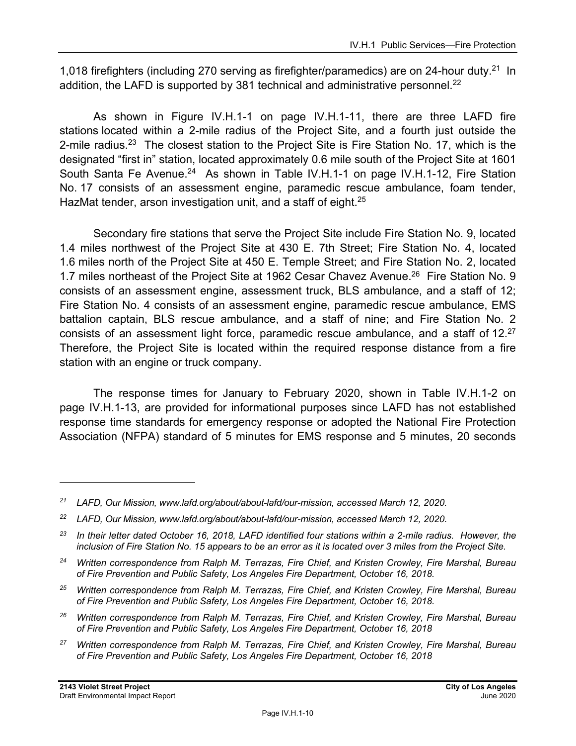1,018 firefighters (including 270 serving as firefighter/paramedics) are on 24-hour duty.[21] In addition, the LAFD is supported by 381 technical and administrative personnel.[22]

As shown in Figure IV.H.1-1 on page IV.H.1-11, there are three LAFD fire stations located within a 2-mile radius of the Project Site, and a fourth just outside the 2-mile radius.[23] The closest station to the Project Site is Fire Station No. 17, which is the designated "first in" station, located approximately 0.6 mile south of the Project Site at 1601 South Santa Fe Avenue.[24] As shown in Table IV.H.1-1 on page IV.H.1-12, Fire Station No. 17 consists of an assessment engine, paramedic rescue ambulance, foam tender, HazMat tender, arson investigation unit, and a staff of eight.[25]

Secondary fire stations that serve the Project Site include Fire Station No. 9, located 1.4 miles northwest of the Project Site at 430 E. 7th Street; Fire Station No. 4, located 1.6 miles north of the Project Site at 450 E. Temple Street; and Fire Station No. 2, located 1.7 miles northeast of the Project Site at 1962 Cesar Chavez Avenue.[26] Fire Station No. 9 consists of an assessment engine, assessment truck, BLS ambulance, and a staff of 12; Fire Station No. 4 consists of an assessment engine, paramedic rescue ambulance, EMS battalion captain, BLS rescue ambulance, and a staff of nine; and Fire Station No. 2 consists of an assessment light force, paramedic rescue ambulance, and a staff of 12.[27] Therefore, the Project Site is located within the required response distance from a fire station with an engine or truck company.

The response times for January to February 2020, shown in Table IV.H.1-2 on page IV.H.1-13, are provided for informational purposes since LAFD has not established response time standards for emergency response or adopted the National Fire Protection Association (NFPA) standard of 5 minutes for EMS response and 5 minutes, 20 seconds

---

*[21] LAFD, Our Mission, www.lafd.org/about/about-lafd/our-mission, accessed March 12, 2020.*

*[22] LAFD, Our Mission, www.lafd.org/about/about-lafd/our-mission, accessed March 12, 2020.*

*[23] In their letter dated October 16, 2018, LAFD identified four stations within a 2-mile radius. However, the inclusion of Fire Station No. 15 appears to be an error as it is located over 3 miles from the Project Site.*

*[24] Written correspondence from Ralph M. Terrazas, Fire Chief, and Kristen Crowley, Fire Marshal, Bureau of Fire Prevention and Public Safety, Los Angeles Fire Department, October 16, 2018.*

*[25] Written correspondence from Ralph M. Terrazas, Fire Chief, and Kristen Crowley, Fire Marshal, Bureau of Fire Prevention and Public Safety, Los Angeles Fire Department, October 16, 2018.*

*[26] Written correspondence from Ralph M. Terrazas, Fire Chief, and Kristen Crowley, Fire Marshal, Bureau of Fire Prevention and Public Safety, Los Angeles Fire Department, October 16, 2018*

*[27] Written correspondence from Ralph M. Terrazas, Fire Chief, and Kristen Crowley, Fire Marshal, Bureau of Fire Prevention and Public Safety, Los Angeles Fire Department, October 16, 2018*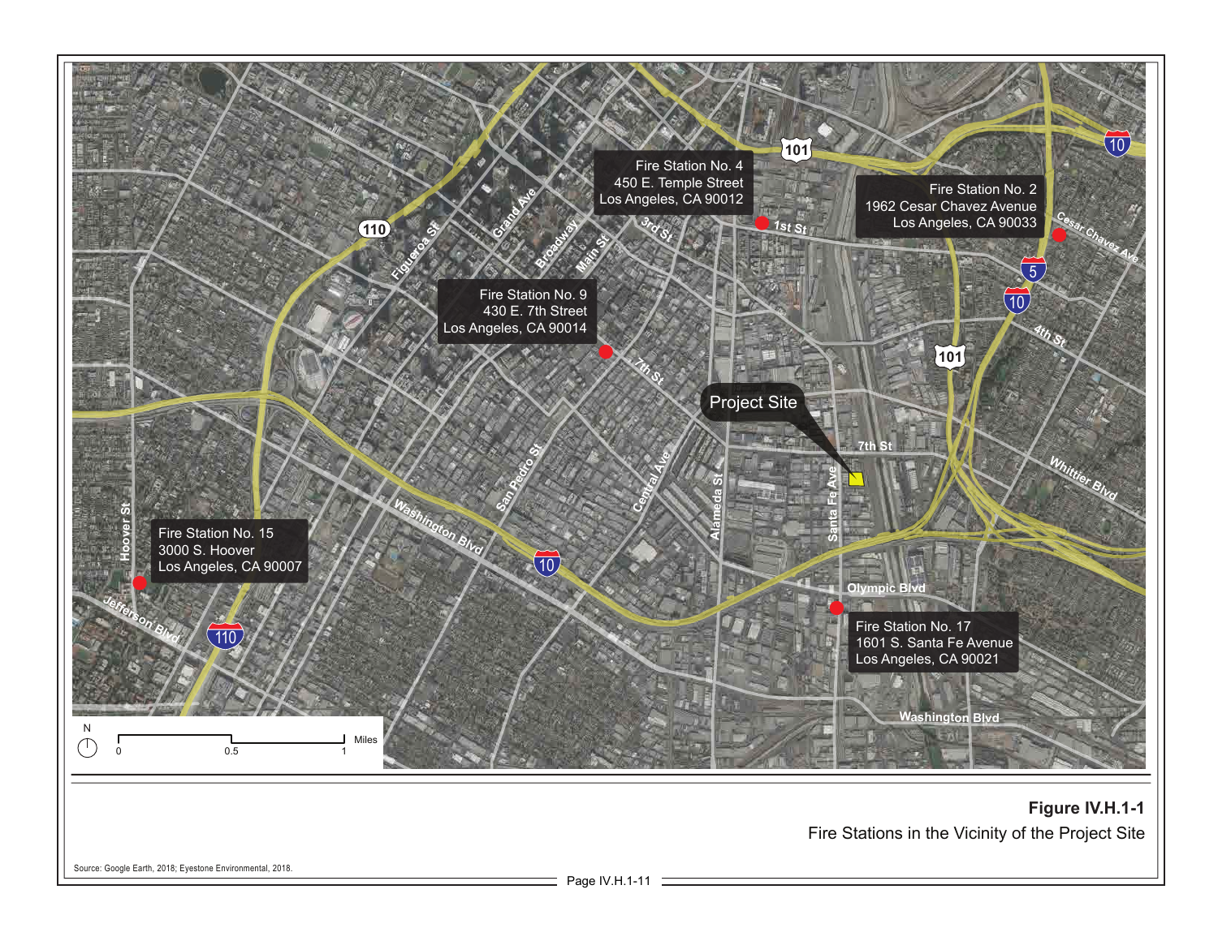Fire Station No. 4
450 E. Temple Street
Los Angeles, CA 90012

Fire Station No. 2
1962 Cesar Chavez Avenue
Los Angeles, CA 90033

Fire Station No. 9
430 E. 7th Street
Los Angeles, CA 90014

Project Site

Fire Station No. 15
3000 S. Hoover
Los Angeles, CA 90007

Fire Station No. 17
1601 S. Santa Fe Avenue
Los Angeles, CA 90021

**Figure IV.H.1-1**

Fire Stations in the Vicinity of the Project Site

Source: Google Earth, 2018; Eyestone Environmental, 2018.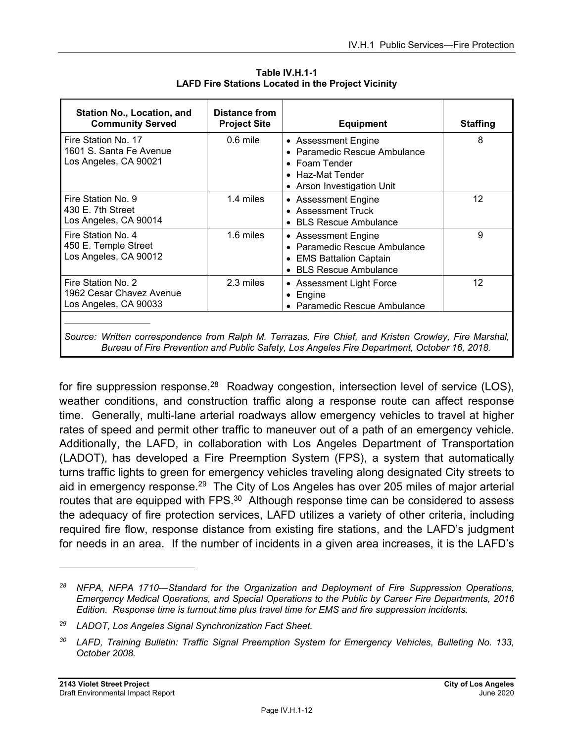**Table IV.H.1-1**
**LAFD Fire Stations Located in the Project Vicinity**

| Station No., Location, and Community Served | Distance from Project Site | Equipment | Staffing |
|---|---|---|---|
| Fire Station No. 17<br>1601 S. Santa Fe Avenue<br>Los Angeles, CA 90021 | 0.6 mile | • Assessment Engine<br>• Paramedic Rescue Ambulance<br>• Foam Tender<br>• Haz-Mat Tender<br>• Arson Investigation Unit | 8 |
| Fire Station No. 9<br>430 E. 7th Street<br>Los Angeles, CA 90014 | 1.4 miles | • Assessment Engine<br>• Assessment Truck<br>• BLS Rescue Ambulance | 12 |
| Fire Station No. 4<br>450 E. Temple Street<br>Los Angeles, CA 90012 | 1.6 miles | • Assessment Engine<br>• Paramedic Rescue Ambulance<br>• EMS Battalion Captain<br>• BLS Rescue Ambulance | 9 |
| Fire Station No. 2<br>1962 Cesar Chavez Avenue<br>Los Angeles, CA 90033 | 2.3 miles | • Assessment Light Force<br>• Engine<br>• Paramedic Rescue Ambulance | 12 |

*Source: Written correspondence from Ralph M. Terrazas, Fire Chief, and Kristen Crowley, Fire Marshal, Bureau of Fire Prevention and Public Safety, Los Angeles Fire Department, October 16, 2018.*

for fire suppression response.[28] Roadway congestion, intersection level of service (LOS), weather conditions, and construction traffic along a response route can affect response time. Generally, multi-lane arterial roadways allow emergency vehicles to travel at higher rates of speed and permit other traffic to maneuver out of a path of an emergency vehicle. Additionally, the LAFD, in collaboration with Los Angeles Department of Transportation (LADOT), has developed a Fire Preemption System (FPS), a system that automatically turns traffic lights to green for emergency vehicles traveling along designated City streets to aid in emergency response.[29] The City of Los Angeles has over 205 miles of major arterial routes that are equipped with FPS.[30] Although response time can be considered to assess the adequacy of fire protection services, LAFD utilizes a variety of other criteria, including required fire flow, response distance from existing fire stations, and the LAFD's judgment for needs in an area. If the number of incidents in a given area increases, it is the LAFD's

---

[28] *NFPA, NFPA 1710—Standard for the Organization and Deployment of Fire Suppression Operations, Emergency Medical Operations, and Special Operations to the Public by Career Fire Departments, 2016 Edition. Response time is turnout time plus travel time for EMS and fire suppression incidents.*

[29] *LADOT, Los Angeles Signal Synchronization Fact Sheet.*

[30] *LAFD, Training Bulletin: Traffic Signal Preemption System for Emergency Vehicles, Bulleting No. 133, October 2008.*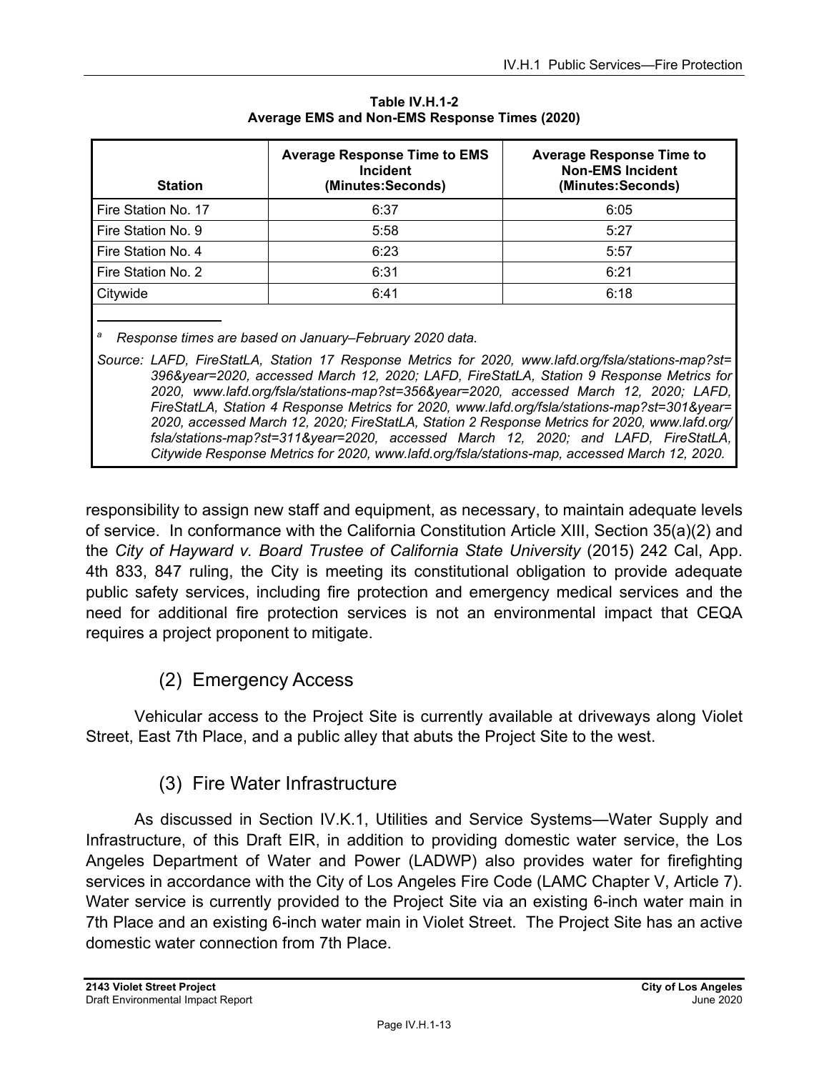**Table IV.H.1-2**
**Average EMS and Non-EMS Response Times (2020)**

| Station | Average Response Time to EMS Incident (Minutes:Seconds) | Average Response Time to Non-EMS Incident (Minutes:Seconds) |
|---|---|---|
| Fire Station No. 17 | 6:37 | 6:05 |
| Fire Station No. 9 | 5:58 | 5:27 |
| Fire Station No. 4 | 6:23 | 5:57 |
| Fire Station No. 2 | 6:31 | 6:21 |
| Citywide | 6:41 | 6:18 |

[a] *Response times are based on January–February 2020 data.*

*Source: LAFD, FireStatLA, Station 17 Response Metrics for 2020, www.lafd.org/fsla/stations-map?st=396&year=2020, accessed March 12, 2020; LAFD, FireStatLA, Station 9 Response Metrics for 2020, www.lafd.org/fsla/stations-map?st=356&year=2020, accessed March 12, 2020; LAFD, FireStatLA, Station 4 Response Metrics for 2020, www.lafd.org/fsla/stations-map?st=301&year=2020, accessed March 12, 2020; FireStatLA, Station 2 Response Metrics for 2020, www.lafd.org/fsla/stations-map?st=311&year=2020, accessed March 12, 2020; and LAFD, FireStatLA, Citywide Response Metrics for 2020, www.lafd.org/fsla/stations-map, accessed March 12, 2020.*

responsibility to assign new staff and equipment, as necessary, to maintain adequate levels of service. In conformance with the California Constitution Article XIII, Section 35(a)(2) and the *City of Hayward v. Board Trustee of California State University* (2015) 242 Cal, App. 4th 833, 847 ruling, the City is meeting its constitutional obligation to provide adequate public safety services, including fire protection and emergency medical services and the need for additional fire protection services is not an environmental impact that CEQA requires a project proponent to mitigate.

### (2) Emergency Access

Vehicular access to the Project Site is currently available at driveways along Violet Street, East 7th Place, and a public alley that abuts the Project Site to the west.

### (3) Fire Water Infrastructure

As discussed in Section IV.K.1, Utilities and Service Systems—Water Supply and Infrastructure, of this Draft EIR, in addition to providing domestic water service, the Los Angeles Department of Water and Power (LADWP) also provides water for firefighting services in accordance with the City of Los Angeles Fire Code (LAMC Chapter V, Article 7). Water service is currently provided to the Project Site via an existing 6-inch water main in 7th Place and an existing 6-inch water main in Violet Street. The Project Site has an active domestic water connection from 7th Place.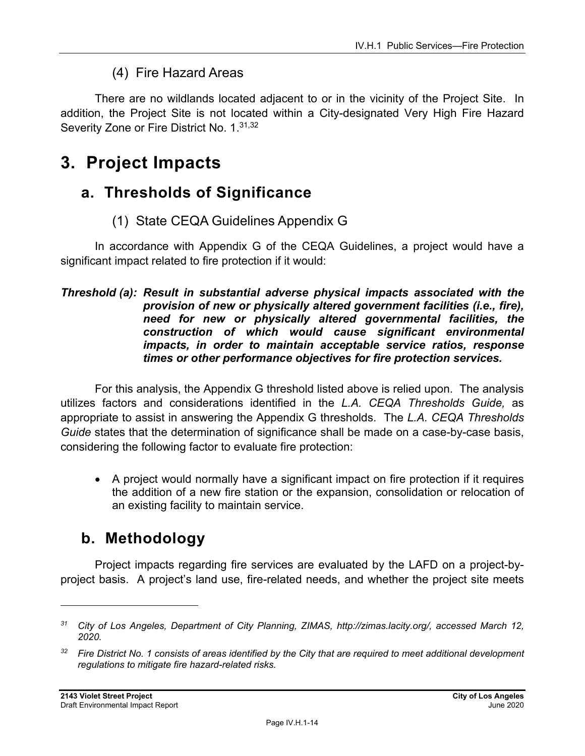#### (4) Fire Hazard Areas

There are no wildlands located adjacent to or in the vicinity of the Project Site. In addition, the Project Site is not located within a City-designated Very High Fire Hazard Severity Zone or Fire District No. 1.[31,32]

# 3. Project Impacts

## a. Thresholds of Significance

#### (1) State CEQA Guidelines Appendix G

In accordance with Appendix G of the CEQA Guidelines, a project would have a significant impact related to fire protection if it would:

***Threshold (a): Result in substantial adverse physical impacts associated with the provision of new or physically altered government facilities (i.e., fire), need for new or physically altered governmental facilities, the construction of which would cause significant environmental impacts, in order to maintain acceptable service ratios, response times or other performance objectives for fire protection services.***

For this analysis, the Appendix G threshold listed above is relied upon. The analysis utilizes factors and considerations identified in the *L.A. CEQA Thresholds Guide,* as appropriate to assist in answering the Appendix G thresholds. The *L.A. CEQA Thresholds Guide* states that the determination of significance shall be made on a case-by-case basis, considering the following factor to evaluate fire protection:

- A project would normally have a significant impact on fire protection if it requires the addition of a new fire station or the expansion, consolidation or relocation of an existing facility to maintain service.

## b. Methodology

Project impacts regarding fire services are evaluated by the LAFD on a project-by-project basis. A project's land use, fire-related needs, and whether the project site meets

---

[31] *City of Los Angeles, Department of City Planning, ZIMAS, http://zimas.lacity.org/, accessed March 12, 2020.*

[32] *Fire District No. 1 consists of areas identified by the City that are required to meet additional development regulations to mitigate fire hazard-related risks.*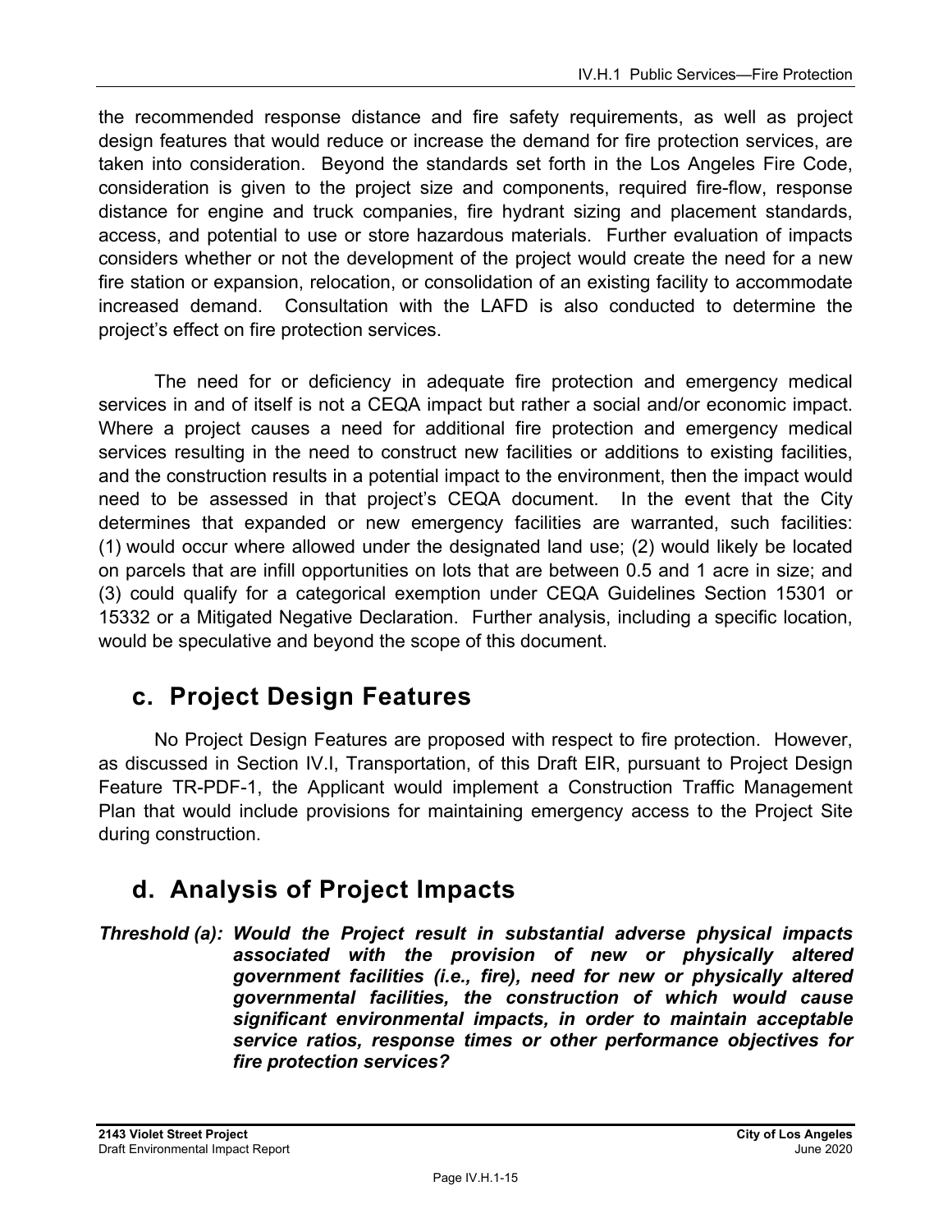the recommended response distance and fire safety requirements, as well as project design features that would reduce or increase the demand for fire protection services, are taken into consideration. Beyond the standards set forth in the Los Angeles Fire Code, consideration is given to the project size and components, required fire-flow, response distance for engine and truck companies, fire hydrant sizing and placement standards, access, and potential to use or store hazardous materials. Further evaluation of impacts considers whether or not the development of the project would create the need for a new fire station or expansion, relocation, or consolidation of an existing facility to accommodate increased demand. Consultation with the LAFD is also conducted to determine the project's effect on fire protection services.

The need for or deficiency in adequate fire protection and emergency medical services in and of itself is not a CEQA impact but rather a social and/or economic impact. Where a project causes a need for additional fire protection and emergency medical services resulting in the need to construct new facilities or additions to existing facilities, and the construction results in a potential impact to the environment, then the impact would need to be assessed in that project's CEQA document. In the event that the City determines that expanded or new emergency facilities are warranted, such facilities: (1) would occur where allowed under the designated land use; (2) would likely be located on parcels that are infill opportunities on lots that are between 0.5 and 1 acre in size; and (3) could qualify for a categorical exemption under CEQA Guidelines Section 15301 or 15332 or a Mitigated Negative Declaration. Further analysis, including a specific location, would be speculative and beyond the scope of this document.

## c. Project Design Features

No Project Design Features are proposed with respect to fire protection. However, as discussed in Section IV.I, Transportation, of this Draft EIR, pursuant to Project Design Feature TR-PDF-1, the Applicant would implement a Construction Traffic Management Plan that would include provisions for maintaining emergency access to the Project Site during construction.

## d. Analysis of Project Impacts

***Threshold (a): Would the Project result in substantial adverse physical impacts associated with the provision of new or physically altered government facilities (i.e., fire), need for new or physically altered governmental facilities, the construction of which would cause significant environmental impacts, in order to maintain acceptable service ratios, response times or other performance objectives for fire protection services?***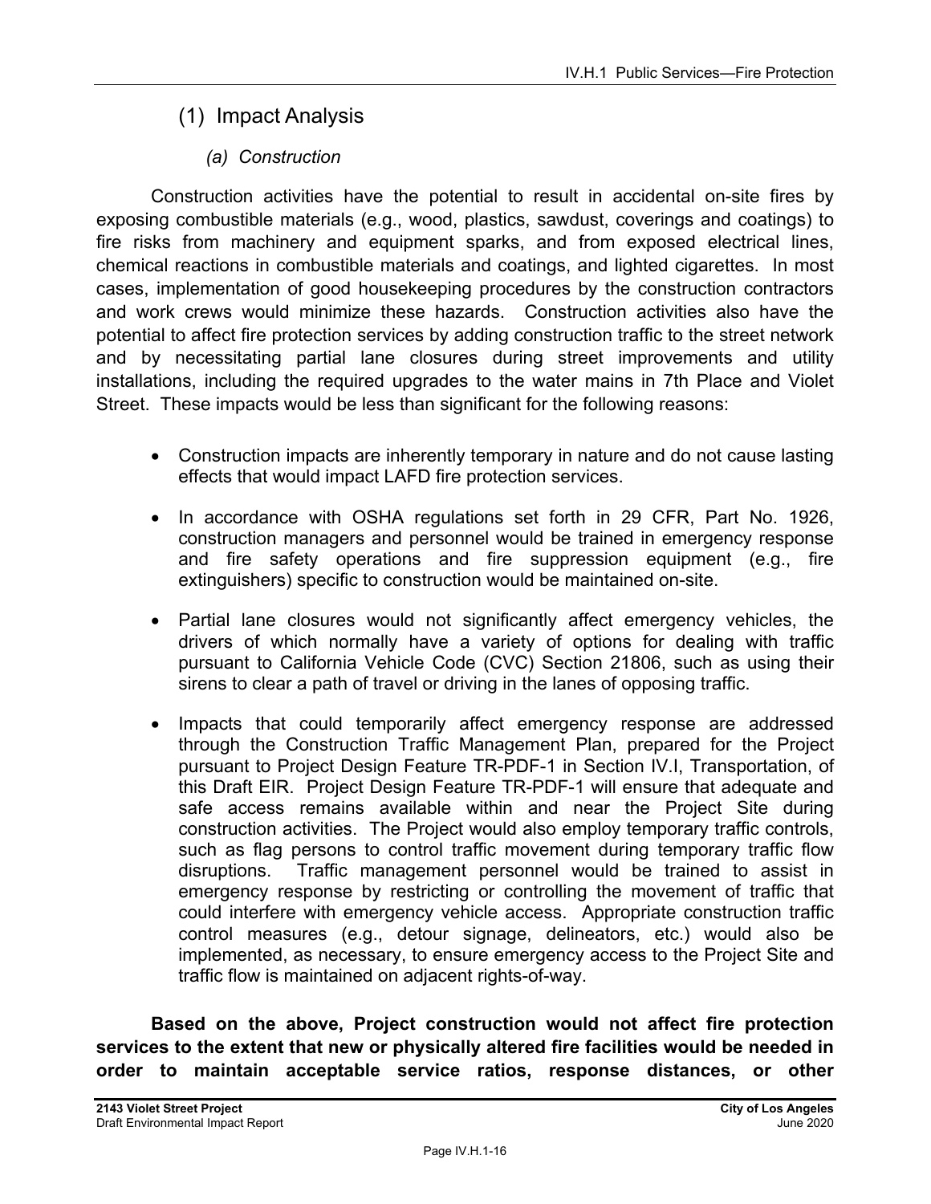## (1) Impact Analysis

### *(a) Construction*

Construction activities have the potential to result in accidental on-site fires by exposing combustible materials (e.g., wood, plastics, sawdust, coverings and coatings) to fire risks from machinery and equipment sparks, and from exposed electrical lines, chemical reactions in combustible materials and coatings, and lighted cigarettes. In most cases, implementation of good housekeeping procedures by the construction contractors and work crews would minimize these hazards. Construction activities also have the potential to affect fire protection services by adding construction traffic to the street network and by necessitating partial lane closures during street improvements and utility installations, including the required upgrades to the water mains in 7th Place and Violet Street. These impacts would be less than significant for the following reasons:

- Construction impacts are inherently temporary in nature and do not cause lasting effects that would impact LAFD fire protection services.
- In accordance with OSHA regulations set forth in 29 CFR, Part No. 1926, construction managers and personnel would be trained in emergency response and fire safety operations and fire suppression equipment (e.g., fire extinguishers) specific to construction would be maintained on-site.
- Partial lane closures would not significantly affect emergency vehicles, the drivers of which normally have a variety of options for dealing with traffic pursuant to California Vehicle Code (CVC) Section 21806, such as using their sirens to clear a path of travel or driving in the lanes of opposing traffic.
- Impacts that could temporarily affect emergency response are addressed through the Construction Traffic Management Plan, prepared for the Project pursuant to Project Design Feature TR-PDF-1 in Section IV.I, Transportation, of this Draft EIR. Project Design Feature TR-PDF-1 will ensure that adequate and safe access remains available within and near the Project Site during construction activities. The Project would also employ temporary traffic controls, such as flag persons to control traffic movement during temporary traffic flow disruptions. Traffic management personnel would be trained to assist in emergency response by restricting or controlling the movement of traffic that could interfere with emergency vehicle access. Appropriate construction traffic control measures (e.g., detour signage, delineators, etc.) would also be implemented, as necessary, to ensure emergency access to the Project Site and traffic flow is maintained on adjacent rights-of-way.

**Based on the above, Project construction would not affect fire protection services to the extent that new or physically altered fire facilities would be needed in order to maintain acceptable service ratios, response distances, or other**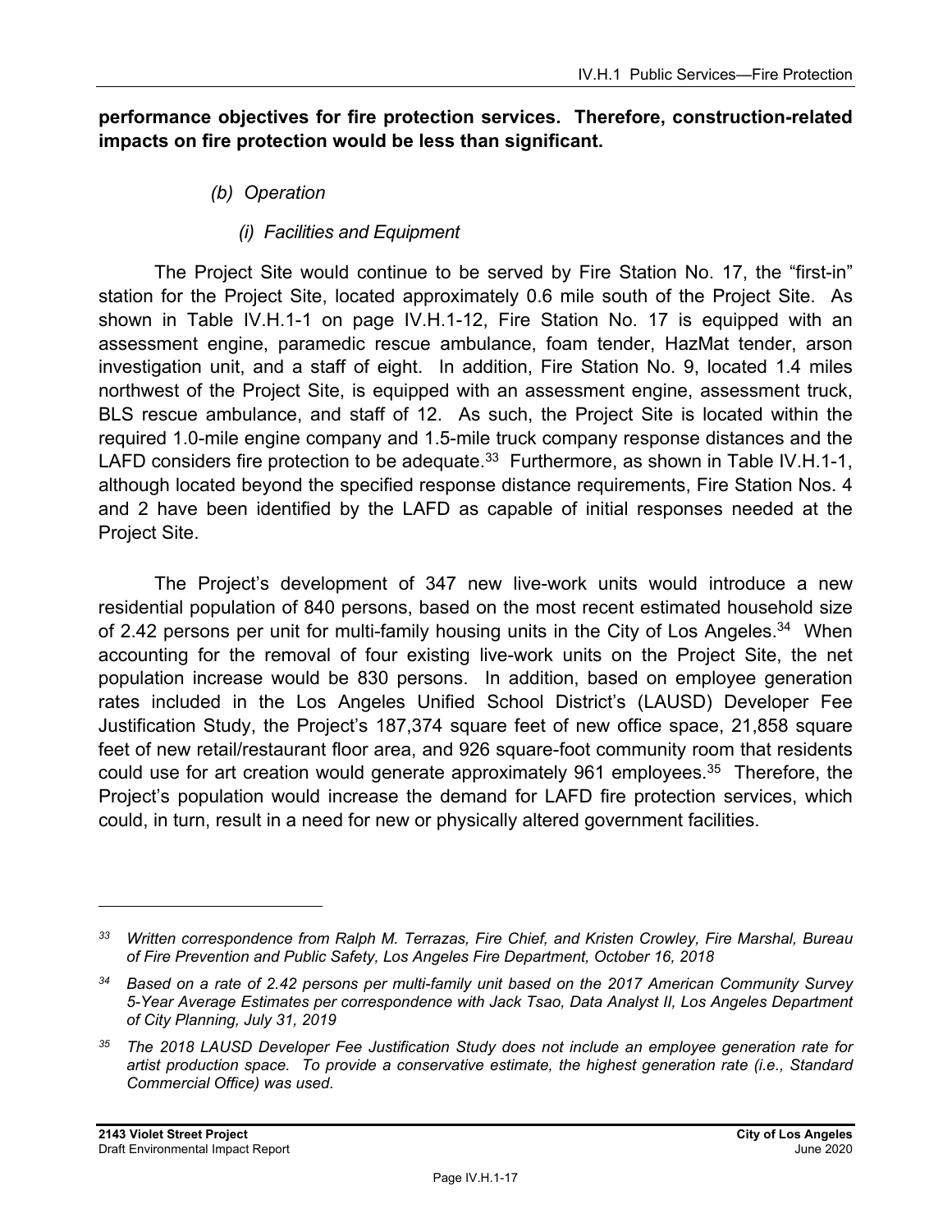**performance objectives for fire protection services. Therefore, construction-related impacts on fire protection would be less than significant.**

*(b) Operation*

*(i) Facilities and Equipment*

The Project Site would continue to be served by Fire Station No. 17, the "first-in" station for the Project Site, located approximately 0.6 mile south of the Project Site. As shown in Table IV.H.1-1 on page IV.H.1-12, Fire Station No. 17 is equipped with an assessment engine, paramedic rescue ambulance, foam tender, HazMat tender, arson investigation unit, and a staff of eight. In addition, Fire Station No. 9, located 1.4 miles northwest of the Project Site, is equipped with an assessment engine, assessment truck, BLS rescue ambulance, and staff of 12. As such, the Project Site is located within the required 1.0-mile engine company and 1.5-mile truck company response distances and the LAFD considers fire protection to be adequate.[33] Furthermore, as shown in Table IV.H.1-1, although located beyond the specified response distance requirements, Fire Station Nos. 4 and 2 have been identified by the LAFD as capable of initial responses needed at the Project Site.

The Project's development of 347 new live-work units would introduce a new residential population of 840 persons, based on the most recent estimated household size of 2.42 persons per unit for multi-family housing units in the City of Los Angeles.[34] When accounting for the removal of four existing live-work units on the Project Site, the net population increase would be 830 persons. In addition, based on employee generation rates included in the Los Angeles Unified School District's (LAUSD) Developer Fee Justification Study, the Project's 187,374 square feet of new office space, 21,858 square feet of new retail/restaurant floor area, and 926 square-foot community room that residents could use for art creation would generate approximately 961 employees.[35] Therefore, the Project's population would increase the demand for LAFD fire protection services, which could, in turn, result in a need for new or physically altered government facilities.

---

[33] *Written correspondence from Ralph M. Terrazas, Fire Chief, and Kristen Crowley, Fire Marshal, Bureau of Fire Prevention and Public Safety, Los Angeles Fire Department, October 16, 2018*

[34] *Based on a rate of 2.42 persons per multi-family unit based on the 2017 American Community Survey 5-Year Average Estimates per correspondence with Jack Tsao, Data Analyst II, Los Angeles Department of City Planning, July 31, 2019*

[35] *The 2018 LAUSD Developer Fee Justification Study does not include an employee generation rate for artist production space. To provide a conservative estimate, the highest generation rate (i.e., Standard Commercial Office) was used.*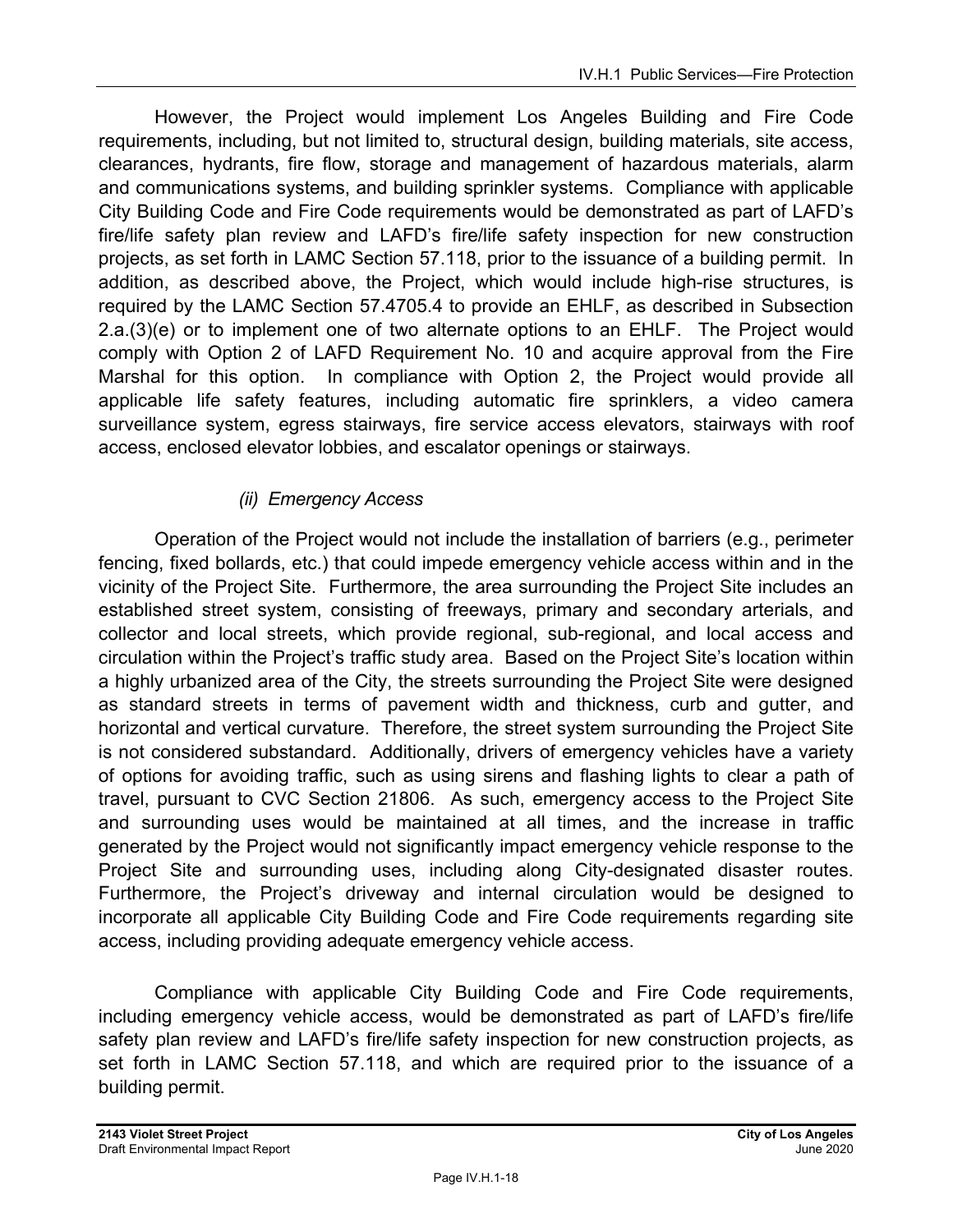However, the Project would implement Los Angeles Building and Fire Code requirements, including, but not limited to, structural design, building materials, site access, clearances, hydrants, fire flow, storage and management of hazardous materials, alarm and communications systems, and building sprinkler systems. Compliance with applicable City Building Code and Fire Code requirements would be demonstrated as part of LAFD's fire/life safety plan review and LAFD's fire/life safety inspection for new construction projects, as set forth in LAMC Section 57.118, prior to the issuance of a building permit. In addition, as described above, the Project, which would include high-rise structures, is required by the LAMC Section 57.4705.4 to provide an EHLF, as described in Subsection 2.a.(3)(e) or to implement one of two alternate options to an EHLF. The Project would comply with Option 2 of LAFD Requirement No. 10 and acquire approval from the Fire Marshal for this option. In compliance with Option 2, the Project would provide all applicable life safety features, including automatic fire sprinklers, a video camera surveillance system, egress stairways, fire service access elevators, stairways with roof access, enclosed elevator lobbies, and escalator openings or stairways.

*(ii) Emergency Access*

Operation of the Project would not include the installation of barriers (e.g., perimeter fencing, fixed bollards, etc.) that could impede emergency vehicle access within and in the vicinity of the Project Site. Furthermore, the area surrounding the Project Site includes an established street system, consisting of freeways, primary and secondary arterials, and collector and local streets, which provide regional, sub-regional, and local access and circulation within the Project's traffic study area. Based on the Project Site's location within a highly urbanized area of the City, the streets surrounding the Project Site were designed as standard streets in terms of pavement width and thickness, curb and gutter, and horizontal and vertical curvature. Therefore, the street system surrounding the Project Site is not considered substandard. Additionally, drivers of emergency vehicles have a variety of options for avoiding traffic, such as using sirens and flashing lights to clear a path of travel, pursuant to CVC Section 21806. As such, emergency access to the Project Site and surrounding uses would be maintained at all times, and the increase in traffic generated by the Project would not significantly impact emergency vehicle response to the Project Site and surrounding uses, including along City-designated disaster routes. Furthermore, the Project's driveway and internal circulation would be designed to incorporate all applicable City Building Code and Fire Code requirements regarding site access, including providing adequate emergency vehicle access.

Compliance with applicable City Building Code and Fire Code requirements, including emergency vehicle access, would be demonstrated as part of LAFD's fire/life safety plan review and LAFD's fire/life safety inspection for new construction projects, as set forth in LAMC Section 57.118, and which are required prior to the issuance of a building permit.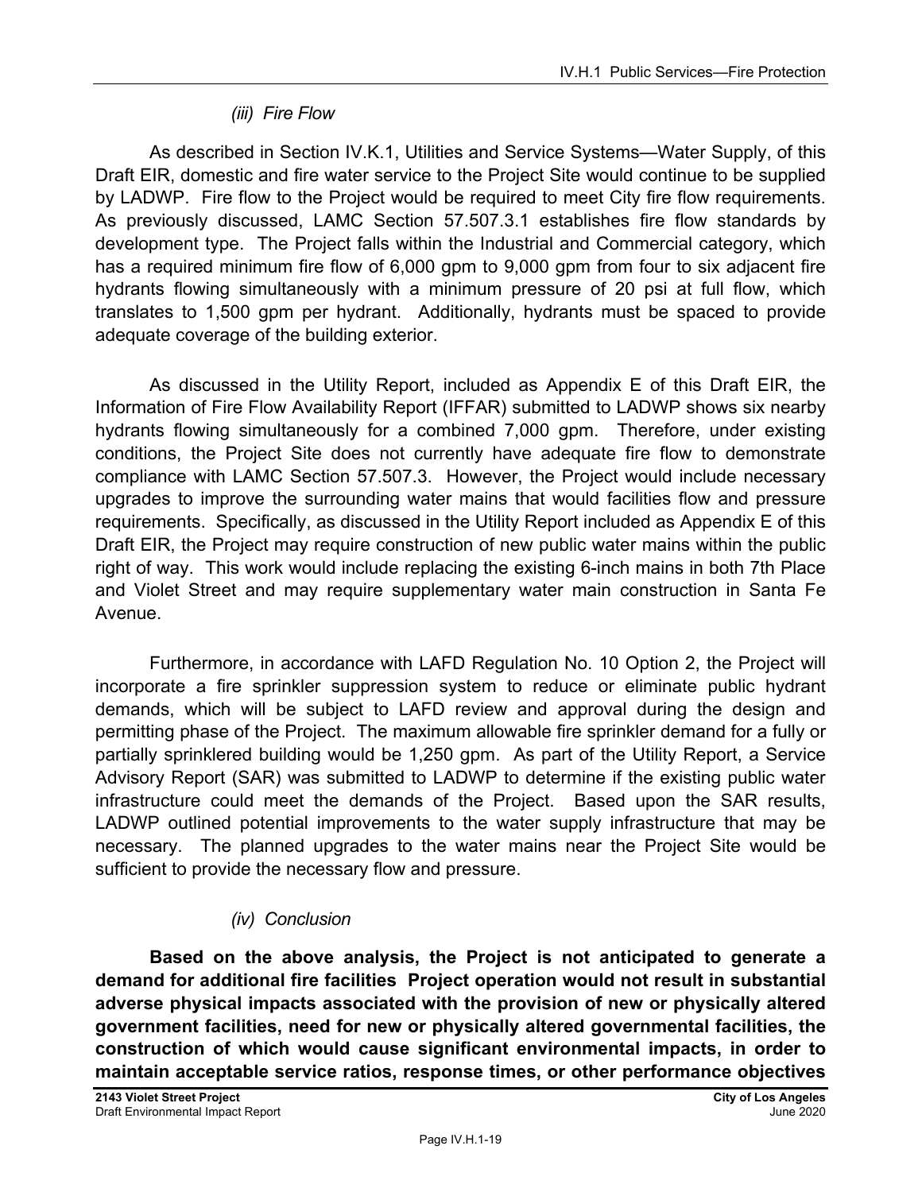#### *(iii) Fire Flow*

As described in Section IV.K.1, Utilities and Service Systems—Water Supply, of this Draft EIR, domestic and fire water service to the Project Site would continue to be supplied by LADWP. Fire flow to the Project would be required to meet City fire flow requirements. As previously discussed, LAMC Section 57.507.3.1 establishes fire flow standards by development type. The Project falls within the Industrial and Commercial category, which has a required minimum fire flow of 6,000 gpm to 9,000 gpm from four to six adjacent fire hydrants flowing simultaneously with a minimum pressure of 20 psi at full flow, which translates to 1,500 gpm per hydrant. Additionally, hydrants must be spaced to provide adequate coverage of the building exterior.

As discussed in the Utility Report, included as Appendix E of this Draft EIR, the Information of Fire Flow Availability Report (IFFAR) submitted to LADWP shows six nearby hydrants flowing simultaneously for a combined 7,000 gpm. Therefore, under existing conditions, the Project Site does not currently have adequate fire flow to demonstrate compliance with LAMC Section 57.507.3. However, the Project would include necessary upgrades to improve the surrounding water mains that would facilities flow and pressure requirements. Specifically, as discussed in the Utility Report included as Appendix E of this Draft EIR, the Project may require construction of new public water mains within the public right of way. This work would include replacing the existing 6-inch mains in both 7th Place and Violet Street and may require supplementary water main construction in Santa Fe Avenue.

Furthermore, in accordance with LAFD Regulation No. 10 Option 2, the Project will incorporate a fire sprinkler suppression system to reduce or eliminate public hydrant demands, which will be subject to LAFD review and approval during the design and permitting phase of the Project. The maximum allowable fire sprinkler demand for a fully or partially sprinklered building would be 1,250 gpm. As part of the Utility Report, a Service Advisory Report (SAR) was submitted to LADWP to determine if the existing public water infrastructure could meet the demands of the Project. Based upon the SAR results, LADWP outlined potential improvements to the water supply infrastructure that may be necessary. The planned upgrades to the water mains near the Project Site would be sufficient to provide the necessary flow and pressure.

#### *(iv) Conclusion*

**Based on the above analysis, the Project is not anticipated to generate a demand for additional fire facilities Project operation would not result in substantial adverse physical impacts associated with the provision of new or physically altered government facilities, need for new or physically altered governmental facilities, the construction of which would cause significant environmental impacts, in order to maintain acceptable service ratios, response times, or other performance objectives**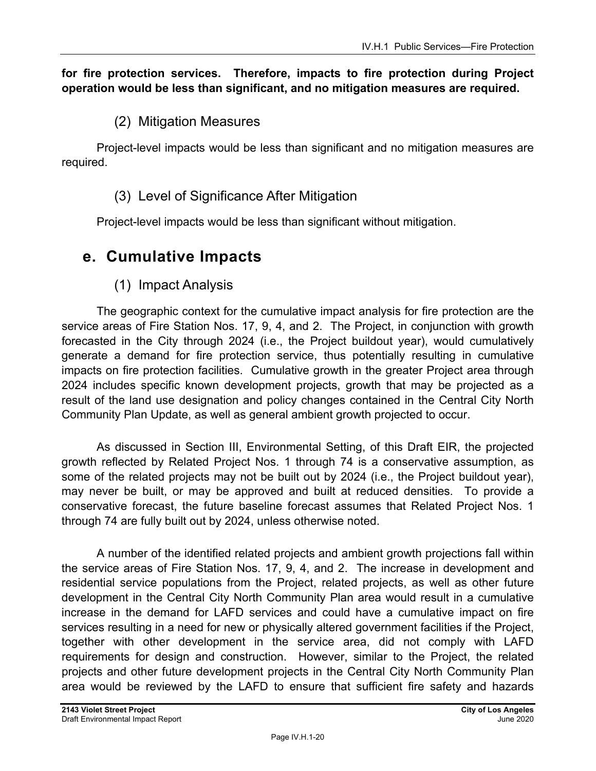**for fire protection services. Therefore, impacts to fire protection during Project operation would be less than significant, and no mitigation measures are required.**

### (2) Mitigation Measures

Project-level impacts would be less than significant and no mitigation measures are required.

### (3) Level of Significance After Mitigation

Project-level impacts would be less than significant without mitigation.

## e. Cumulative Impacts

### (1) Impact Analysis

The geographic context for the cumulative impact analysis for fire protection are the service areas of Fire Station Nos. 17, 9, 4, and 2. The Project, in conjunction with growth forecasted in the City through 2024 (i.e., the Project buildout year), would cumulatively generate a demand for fire protection service, thus potentially resulting in cumulative impacts on fire protection facilities. Cumulative growth in the greater Project area through 2024 includes specific known development projects, growth that may be projected as a result of the land use designation and policy changes contained in the Central City North Community Plan Update, as well as general ambient growth projected to occur.

As discussed in Section III, Environmental Setting, of this Draft EIR, the projected growth reflected by Related Project Nos. 1 through 74 is a conservative assumption, as some of the related projects may not be built out by 2024 (i.e., the Project buildout year), may never be built, or may be approved and built at reduced densities. To provide a conservative forecast, the future baseline forecast assumes that Related Project Nos. 1 through 74 are fully built out by 2024, unless otherwise noted.

A number of the identified related projects and ambient growth projections fall within the service areas of Fire Station Nos. 17, 9, 4, and 2. The increase in development and residential service populations from the Project, related projects, as well as other future development in the Central City North Community Plan area would result in a cumulative increase in the demand for LAFD services and could have a cumulative impact on fire services resulting in a need for new or physically altered government facilities if the Project, together with other development in the service area, did not comply with LAFD requirements for design and construction. However, similar to the Project, the related projects and other future development projects in the Central City North Community Plan area would be reviewed by the LAFD to ensure that sufficient fire safety and hazards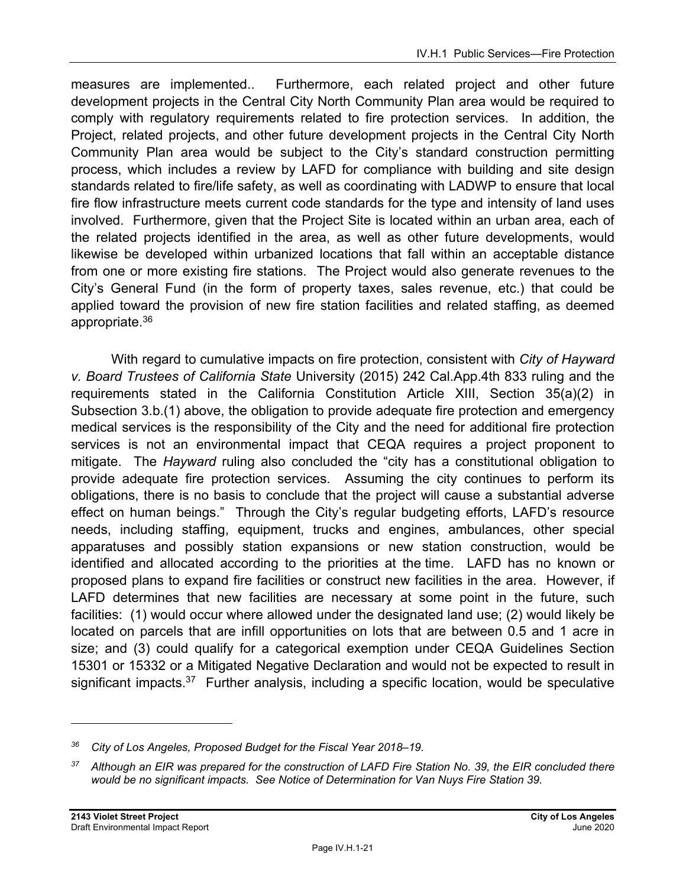measures are implemented.. Furthermore, each related project and other future development projects in the Central City North Community Plan area would be required to comply with regulatory requirements related to fire protection services. In addition, the Project, related projects, and other future development projects in the Central City North Community Plan area would be subject to the City's standard construction permitting process, which includes a review by LAFD for compliance with building and site design standards related to fire/life safety, as well as coordinating with LADWP to ensure that local fire flow infrastructure meets current code standards for the type and intensity of land uses involved. Furthermore, given that the Project Site is located within an urban area, each of the related projects identified in the area, as well as other future developments, would likewise be developed within urbanized locations that fall within an acceptable distance from one or more existing fire stations. The Project would also generate revenues to the City's General Fund (in the form of property taxes, sales revenue, etc.) that could be applied toward the provision of new fire station facilities and related staffing, as deemed appropriate.[36]

With regard to cumulative impacts on fire protection, consistent with *City of Hayward v. Board Trustees of California State* University (2015) 242 Cal.App.4th 833 ruling and the requirements stated in the California Constitution Article XIII, Section 35(a)(2) in Subsection 3.b.(1) above, the obligation to provide adequate fire protection and emergency medical services is the responsibility of the City and the need for additional fire protection services is not an environmental impact that CEQA requires a project proponent to mitigate. The *Hayward* ruling also concluded the "city has a constitutional obligation to provide adequate fire protection services. Assuming the city continues to perform its obligations, there is no basis to conclude that the project will cause a substantial adverse effect on human beings." Through the City's regular budgeting efforts, LAFD's resource needs, including staffing, equipment, trucks and engines, ambulances, other special apparatuses and possibly station expansions or new station construction, would be identified and allocated according to the priorities at the time. LAFD has no known or proposed plans to expand fire facilities or construct new facilities in the area. However, if LAFD determines that new facilities are necessary at some point in the future, such facilities: (1) would occur where allowed under the designated land use; (2) would likely be located on parcels that are infill opportunities on lots that are between 0.5 and 1 acre in size; and (3) could qualify for a categorical exemption under CEQA Guidelines Section 15301 or 15332 or a Mitigated Negative Declaration and would not be expected to result in significant impacts.[37] Further analysis, including a specific location, would be speculative

---

[36] *City of Los Angeles, Proposed Budget for the Fiscal Year 2018–19.*

[37] *Although an EIR was prepared for the construction of LAFD Fire Station No. 39, the EIR concluded there would be no significant impacts. See Notice of Determination for Van Nuys Fire Station 39.*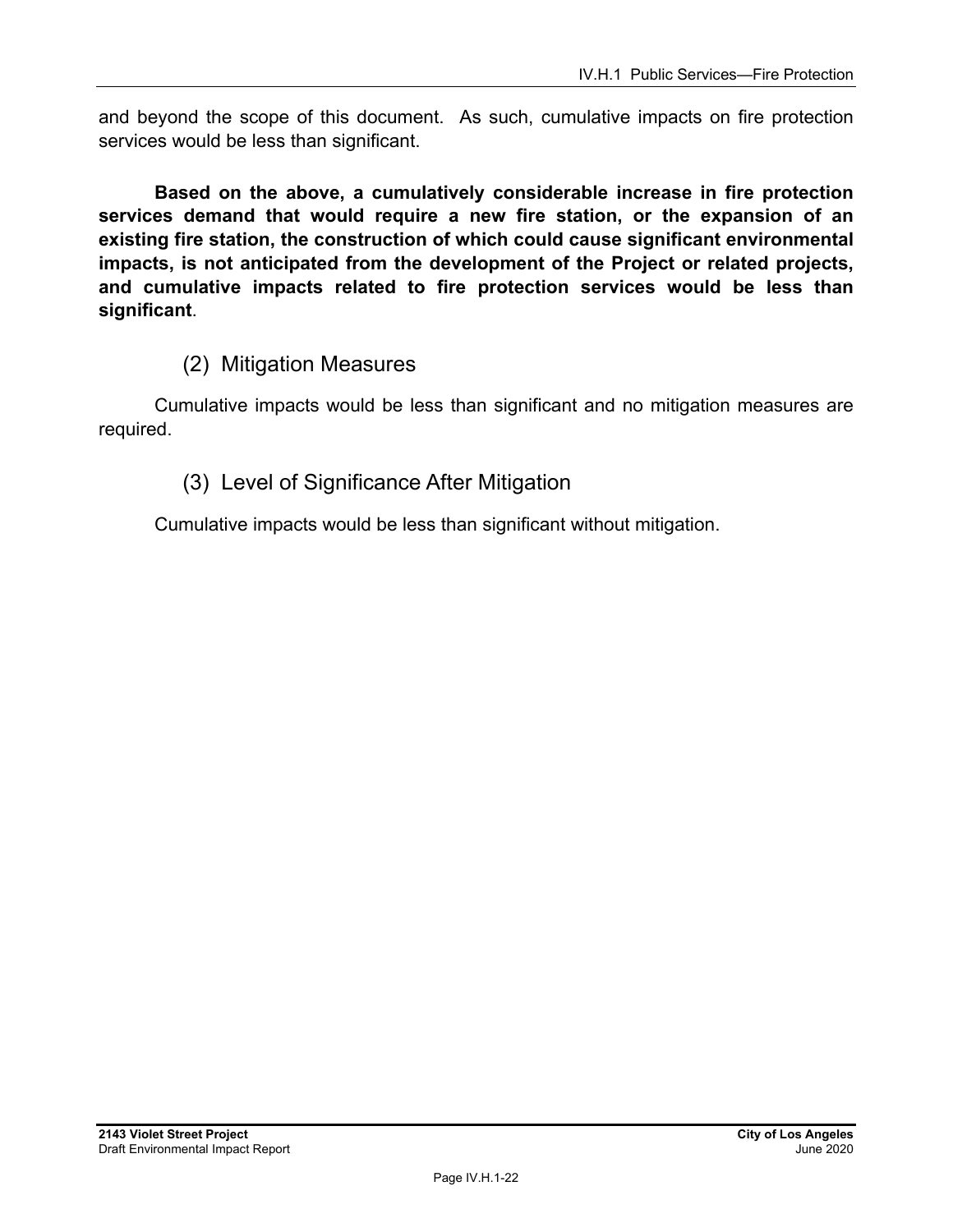and beyond the scope of this document. As such, cumulative impacts on fire protection services would be less than significant.

**Based on the above, a cumulatively considerable increase in fire protection services demand that would require a new fire station, or the expansion of an existing fire station, the construction of which could cause significant environmental impacts, is not anticipated from the development of the Project or related projects, and cumulative impacts related to fire protection services would be less than significant**.

### (2) Mitigation Measures

Cumulative impacts would be less than significant and no mitigation measures are required.

### (3) Level of Significance After Mitigation

Cumulative impacts would be less than significant without mitigation.